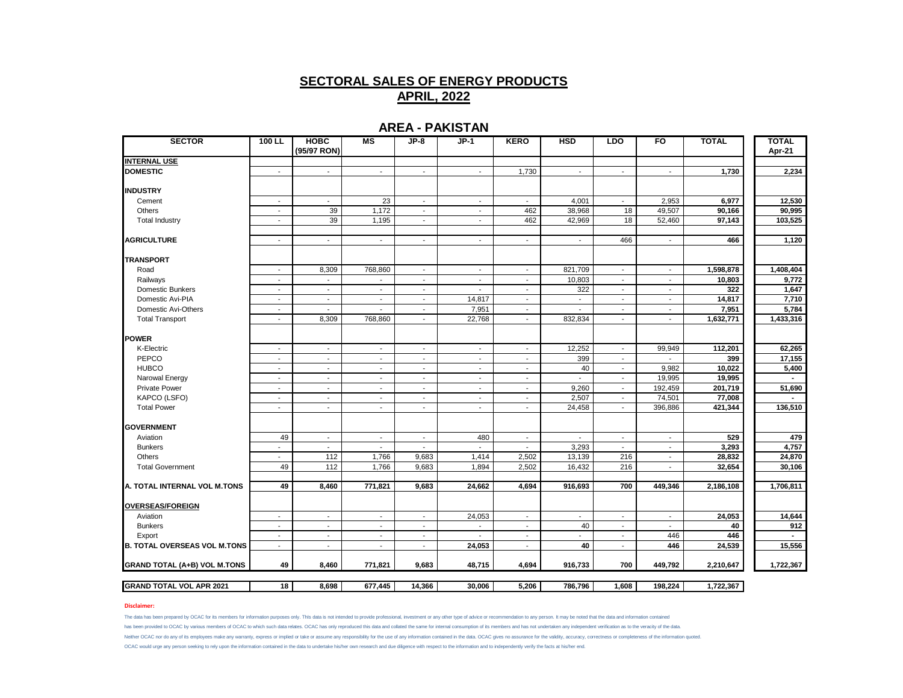# SECTORAL SALES OF ENERGY PRODUCTS

## APRIL, 2022

### AREA - PAKISTAN

| SECTOR | 100 LL | HOBC (95/97 RON) | MS | JP-8 | JP-1 | KERO | HSD | LDO | FO | TOTAL | TOTAL Apr-21 |
|---|---|---|---|---|---|---|---|---|---|---|---|
| **INTERNAL USE** | | | | | | | | | | | |
| **DOMESTIC** | - | - | - | - | - | 1,730 | - | - | - | **1,730** | **2,234** |
| **INDUSTRY** | | | | | | | | | | | |
| Cement | - | - | 23 | - | - | - | 4,001 | - | 2,953 | **6,977** | **12,530** |
| Others | - | 39 | 1,172 | - | - | 462 | 38,968 | 18 | 49,507 | **90,166** | **90,995** |
| Total Industry | - | 39 | 1,195 | - | - | 462 | 42,969 | 18 | 52,460 | **97,143** | **103,525** |
| **AGRICULTURE** | - | - | - | - | - | - | - | 466 | - | **466** | **1,120** |
| **TRANSPORT** | | | | | | | | | | | |
| Road | - | 8,309 | 768,860 | - | - | - | 821,709 | - | - | **1,598,878** | **1,408,404** |
| Railways | - | - | - | - | - | - | 10,803 | - | - | **10,803** | **9,772** |
| Domestic Bunkers | - | - | - | - | - | - | 322 | - | - | **322** | **1,647** |
| Domestic Avi-PIA | - | - | - | - | 14,817 | - | - | - | - | **14,817** | **7,710** |
| Domestic Avi-Others | - | - | - | - | 7,951 | - | - | - | - | **7,951** | **5,784** |
| Total Transport | - | 8,309 | 768,860 | - | 22,768 | - | 832,834 | - | - | **1,632,771** | **1,433,316** |
| **POWER** | | | | | | | | | | | |
| K-Electric | - | - | - | - | - | - | 12,252 | - | 99,949 | **112,201** | **62,265** |
| PEPCO | - | - | - | - | - | - | 399 | - | - | **399** | **17,155** |
| HUBCO | - | - | - | - | - | - | 40 | - | 9,982 | **10,022** | **5,400** |
| Narowal Energy | - | - | - | - | - | - | - | - | 19,995 | **19,995** | **-** |
| Private Power | - | - | - | - | - | - | 9,260 | - | 192,459 | **201,719** | **51,690** |
| KAPCO (LSFO) | - | - | - | - | - | - | 2,507 | - | 74,501 | **77,008** | **-** |
| Total Power | - | - | - | - | - | - | 24,458 | - | 396,886 | **421,344** | **136,510** |
| **GOVERNMENT** | | | | | | | | | | | |
| Aviation | 49 | - | - | - | 480 | - | - | - | - | **529** | **479** |
| Bunkers | - | - | - | - | - | - | 3,293 | - | - | **3,293** | **4,757** |
| Others | - | 112 | 1,766 | 9,683 | 1,414 | 2,502 | 13,139 | 216 | - | **28,832** | **24,870** |
| Total Government | 49 | 112 | 1,766 | 9,683 | 1,894 | 2,502 | 16,432 | 216 | - | **32,654** | **30,106** |
| **A. TOTAL INTERNAL VOL M.TONS** | **49** | **8,460** | **771,821** | **9,683** | **24,662** | **4,694** | **916,693** | **700** | **449,346** | **2,186,108** | **1,706,811** |
| **OVERSEAS/FOREIGN** | | | | | | | | | | | |
| Aviation | - | - | - | - | 24,053 | - | - | - | - | **24,053** | **14,644** |
| Bunkers | - | - | - | - | - | - | 40 | - | - | **40** | **912** |
| Export | - | - | - | - | - | - | - | - | 446 | **446** | **-** |
| **B. TOTAL OVERSEAS VOL M.TONS** | - | - | - | - | **24,053** | - | **40** | - | **446** | **24,539** | **15,556** |
| **GRAND TOTAL (A+B) VOL M.TONS** | **49** | **8,460** | **771,821** | **9,683** | **48,715** | **4,694** | **916,733** | **700** | **449,792** | **2,210,647** | **1,722,367** |
| **GRAND TOTAL VOL APR 2021** | **18** | **8,698** | **677,445** | **14,366** | **30,006** | **5,206** | **786,796** | **1,608** | **198,224** | **1,722,367** | |

**Disclaimer:**

The data has been prepared by OCAC for its members for information purposes only. This data is not intended to provide professional, investment or any other type of advice or recommendation to any person. It may be noted that the data and information contained has been provided to OCAC by various members of OCAC to which such data relates. OCAC has only reproduced this data and collated the same for internal consumption of its members and has not undertaken any independent verification as to the veracity of the data. Neither OCAC nor do any of its employees make any warranty, express or implied or take or assume any responsibility for the use of any information contained in the data. OCAC gives no assurance for the validity, accuracy, correctness or completeness of the information quoted. OCAC would urge any person seeking to rely upon the information contained in the data to undertake his/her own research and due diligence with respect to the information and to independently verify the facts at his/her end.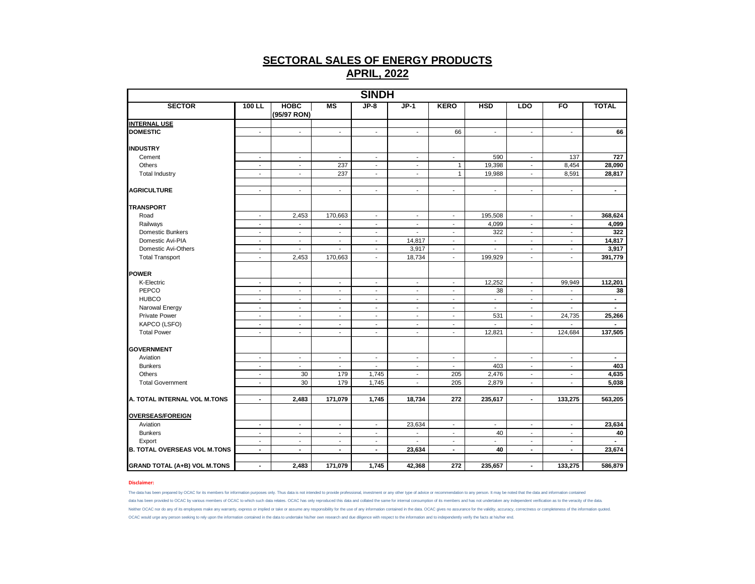# SECTORAL SALES OF ENERGY PRODUCTS
## APRIL, 2022

| SINDH | | | | | | | | | | |
|---|---|---|---|---|---|---|---|---|---|---|
| **SECTOR** | **100 LL** | **HOBC (95/97 RON)** | **MS** | **JP-8** | **JP-1** | **KERO** | **HSD** | **LDO** | **FO** | **TOTAL** |
| **INTERNAL USE** | | | | | | | | | | |
| **DOMESTIC** | - | - | - | - | - | 66 | - | - | - | **66** |
| **INDUSTRY** | | | | | | | | | | |
| Cement | - | - | - | - | - | - | 590 | - | 137 | **727** |
| Others | - | - | 237 | - | - | 1 | 19,398 | - | 8,454 | **28,090** |
| Total Industry | - | - | 237 | - | - | 1 | 19,988 | - | 8,591 | **28,817** |
| **AGRICULTURE** | - | - | - | - | - | - | - | - | - | **-** |
| **TRANSPORT** | | | | | | | | | | |
| Road | - | 2,453 | 170,663 | - | - | - | 195,508 | - | - | **368,624** |
| Railways | - | - | - | - | - | - | 4,099 | - | - | **4,099** |
| Domestic Bunkers | - | - | - | - | - | - | 322 | - | - | **322** |
| Domestic Avi-PIA | - | - | - | - | 14,817 | - | - | - | - | **14,817** |
| Domestic Avi-Others | - | - | - | - | 3,917 | - | - | - | - | **3,917** |
| Total Transport | - | 2,453 | 170,663 | - | 18,734 | - | 199,929 | - | - | **391,779** |
| **POWER** | | | | | | | | | | |
| K-Electric | - | - | - | - | - | - | 12,252 | - | 99,949 | **112,201** |
| PEPCO | - | - | - | - | - | - | 38 | - | - | **38** |
| HUBCO | - | - | - | - | - | - | - | - | - | **-** |
| Narowal Energy | - | - | - | - | - | - | - | - | - | **-** |
| Private Power | - | - | - | - | - | - | 531 | - | 24,735 | **25,266** |
| KAPCO (LSFO) | - | - | - | - | - | - | - | - | - | **-** |
| Total Power | - | - | - | - | - | - | 12,821 | - | 124,684 | **137,505** |
| **GOVERNMENT** | | | | | | | | | | |
| Aviation | - | - | - | - | - | - | - | - | - | **-** |
| Bunkers | - | - | - | - | - | - | 403 | - | - | **403** |
| Others | - | 30 | 179 | 1,745 | - | 205 | 2,476 | - | - | **4,635** |
| Total Government | - | 30 | 179 | 1,745 | - | 205 | 2,879 | - | - | **5,038** |
| **A. TOTAL INTERNAL VOL M.TONS** | **-** | **2,483** | **171,079** | **1,745** | **18,734** | **272** | **235,617** | **-** | **133,275** | **563,205** |
| **OVERSEAS/FOREIGN** | | | | | | | | | | |
| Aviation | - | - | - | - | 23,634 | - | - | - | - | **23,634** |
| Bunkers | - | - | - | - | - | - | 40 | - | - | **40** |
| Export | - | - | - | - | - | - | - | - | - | **-** |
| **B. TOTAL OVERSEAS VOL M.TONS** | **-** | **-** | **-** | **-** | **23,634** | **-** | **40** | **-** | **-** | **23,674** |
| **GRAND TOTAL (A+B) VOL M.TONS** | **-** | **2,483** | **171,079** | **1,745** | **42,368** | **272** | **235,657** | **-** | **133,275** | **586,879** |

**Disclaimer:**

The data has been prepared by OCAC for its members for information purposes only. Thus data is not intended to provide professional, investment or any other type of advice or recommendation to any person. It may be noted that the data and information contained data has been provided to OCAC by various members of OCAC to which such data relates. OCAC has only reproduced this data and collated the same for internal consumption of its members and has not undertaken any independent verification as to the veracity of the data. Neither OCAC nor do any of its employees make any warranty, express or implied or take or assume any responsibility for the use of any information contained in the data. OCAC gives no assurance for the validity, accuracy, correctness or completeness of the information quoted. OCAC would urge any person seeking to rely upon the information contained in the data to undertake his/her own research and due diligence with respect to the information and to independently verify the facts at his/her end.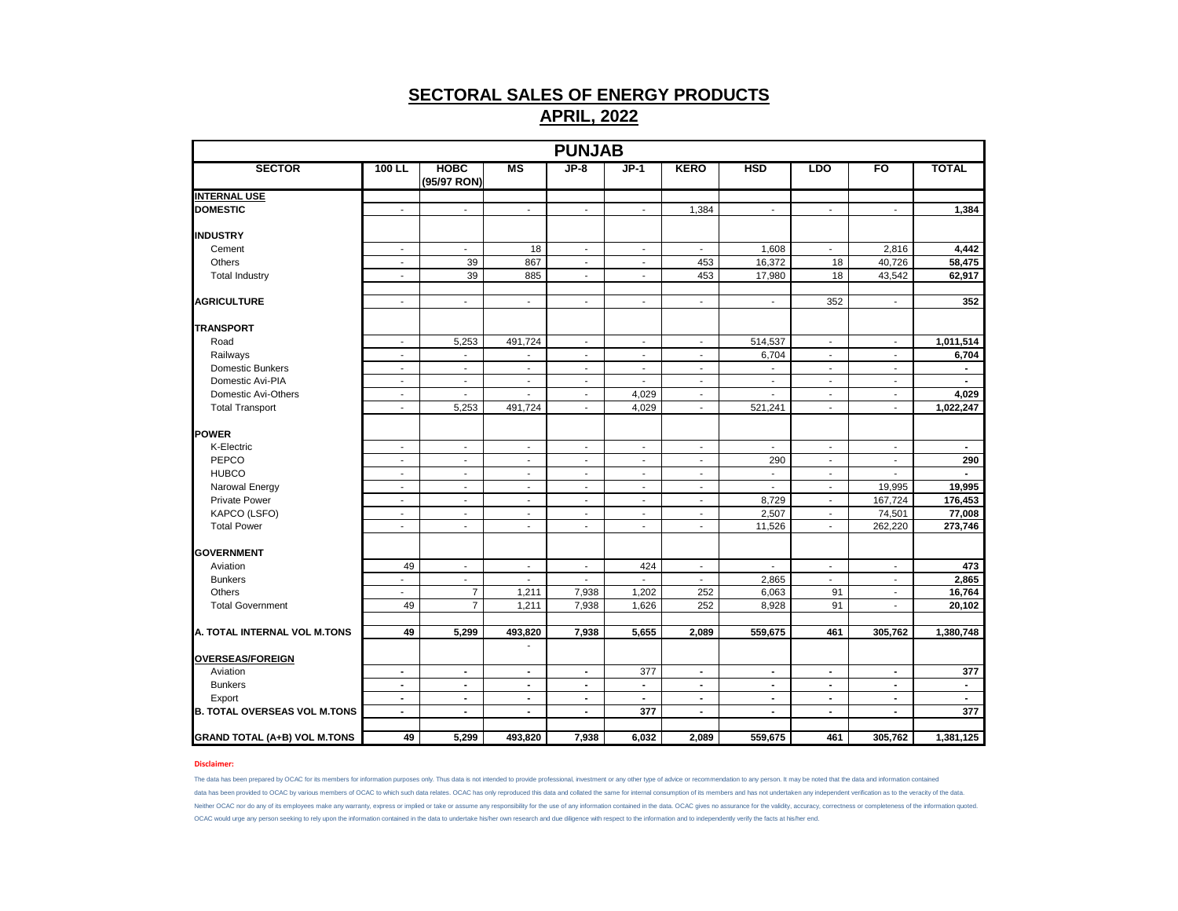# SECTORAL SALES OF ENERGY PRODUCTS

## APRIL, 2022

| PUNJAB | | | | | | | | | | |
|---|---|---|---|---|---|---|---|---|---|---|
| **SECTOR** | **100 LL** | **HOBC (95/97 RON)** | **MS** | **JP-8** | **JP-1** | **KERO** | **HSD** | **LDO** | **FO** | **TOTAL** |
| **INTERNAL USE** | | | | | | | | | | |
| **DOMESTIC** | - | - | - | - | - | 1,384 | - | - | - | **1,384** |
| **INDUSTRY** | | | | | | | | | | |
| Cement | - | - | 18 | - | - | - | 1,608 | - | 2,816 | **4,442** |
| Others | - | 39 | 867 | - | - | 453 | 16,372 | 18 | 40,726 | **58,475** |
| Total Industry | - | 39 | 885 | - | - | 453 | 17,980 | 18 | 43,542 | **62,917** |
| **AGRICULTURE** | - | - | - | - | - | - | - | 352 | - | **352** |
| **TRANSPORT** | | | | | | | | | | |
| Road | - | 5,253 | 491,724 | - | - | - | 514,537 | - | - | **1,011,514** |
| Railways | - | - | - | - | - | - | 6,704 | - | - | **6,704** |
| Domestic Bunkers | - | - | - | - | - | - | - | - | - | **-** |
| Domestic Avi-PIA | - | - | - | - | - | - | - | - | - | **-** |
| Domestic Avi-Others | - | - | - | - | 4,029 | - | - | - | - | **4,029** |
| Total Transport | - | 5,253 | 491,724 | - | 4,029 | - | 521,241 | - | - | **1,022,247** |
| **POWER** | | | | | | | | | | |
| K-Electric | - | - | - | - | - | - | - | - | - | **-** |
| PEPCO | - | - | - | - | - | - | 290 | - | - | **290** |
| HUBCO | - | - | - | - | - | - | - | - | - | **-** |
| Narowal Energy | - | - | - | - | - | - | - | - | 19,995 | **19,995** |
| Private Power | - | - | - | - | - | - | 8,729 | - | 167,724 | **176,453** |
| KAPCO (LSFO) | - | - | - | - | - | - | 2,507 | - | 74,501 | **77,008** |
| Total Power | - | - | - | - | - | - | 11,526 | - | 262,220 | **273,746** |
| **GOVERNMENT** | | | | | | | | | | |
| Aviation | 49 | - | - | - | 424 | - | - | - | - | **473** |
| Bunkers | - | - | - | - | - | - | 2,865 | - | - | **2,865** |
| Others | - | 7 | 1,211 | 7,938 | 1,202 | 252 | 6,063 | 91 | - | **16,764** |
| Total Government | 49 | 7 | 1,211 | 7,938 | 1,626 | 252 | 8,928 | 91 | - | **20,102** |
| **A. TOTAL INTERNAL VOL M.TONS** | **49** | **5,299** | **493,820** | **7,938** | **5,655** | **2,089** | **559,675** | **461** | **305,762** | **1,380,748** |
| **OVERSEAS/FOREIGN** | | | - | | | | | | | |
| Aviation | - | - | - | - | 377 | - | - | - | - | **377** |
| Bunkers | - | - | - | - | - | - | - | - | - | **-** |
| Export | - | - | - | - | - | - | - | - | - | **-** |
| **B. TOTAL OVERSEAS VOL M.TONS** | **-** | **-** | **-** | **-** | **377** | **-** | **-** | **-** | **-** | **377** |
| **GRAND TOTAL (A+B) VOL M.TONS** | **49** | **5,299** | **493,820** | **7,938** | **6,032** | **2,089** | **559,675** | **461** | **305,762** | **1,381,125** |

**Disclaimer:**

The data has been prepared by OCAC for its members for information purposes only. Thus data is not intended to provide professional, investment or any other type of advice or recommendation to any person. It may be noted that the data and information contained data has been provided to OCAC by various members of OCAC to which such data relates. OCAC has only reproduced this data and collated the same for internal consumption of its members and has not undertaken any independent verification as to the veracity of the data. Neither OCAC nor do any of its employees make any warranty, express or implied or take or assume any responsibility for the use of any information contained in the data. OCAC gives no assurance for the validity, accuracy, correctness or completeness of the information quoted. OCAC would urge any person seeking to rely upon the information contained in the data to undertake his/her own research and due diligence with respect to the information and to independently verify the facts at his/her end.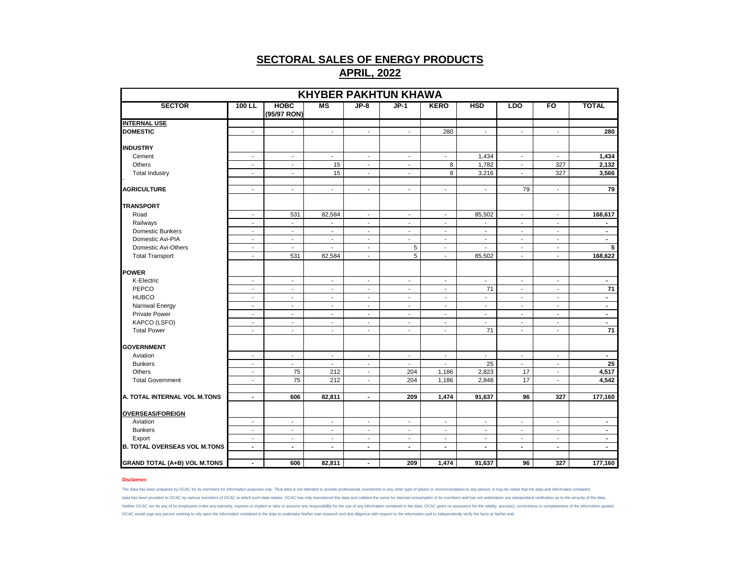# SECTORAL SALES OF ENERGY PRODUCTS

## APRIL, 2022

| KHYBER PAKHTUN KHAWA | | | | | | | | | | |
|---|---|---|---|---|---|---|---|---|---|---|
| **SECTOR** | **100 LL** | **HOBC (95/97 RON)** | **MS** | **JP-8** | **JP-1** | **KERO** | **HSD** | **LDO** | **FO** | **TOTAL** |
| **INTERNAL USE** | | | | | | | | | | |
| **DOMESTIC** | - | - | - | - | - | 280 | - | - | - | **280** |
| **INDUSTRY** | | | | | | | | | | |
| Cement | - | - | - | - | - | - | 1,434 | - | - | **1,434** |
| Others | - | - | 15 | - | - | 8 | 1,782 | - | 327 | **2,132** |
| Total Industry | - | - | 15 | - | - | 8 | 3,216 | - | 327 | **3,566** |
| **AGRICULTURE** | - | - | - | - | - | - | - | 79 | - | **79** |
| **TRANSPORT** | | | | | | | | | | |
| Road | - | 531 | 82,584 | - | - | - | 85,502 | - | - | **168,617** |
| Railways | - | - | - | - | - | - | - | - | - | **-** |
| Domestic Bunkers | - | - | - | - | - | - | - | - | - | **-** |
| Domestic Avi-PIA | - | - | - | - | - | - | - | - | - | **-** |
| Domestic Avi-Others | - | - | - | - | 5 | - | - | - | - | **5** |
| Total Transport | - | 531 | 82,584 | - | 5 | - | 85,502 | - | - | **168,622** |
| **POWER** | | | | | | | | | | |
| K-Electric | - | - | - | - | - | - | - | - | - | **-** |
| PEPCO | - | - | - | - | - | - | 71 | - | - | **71** |
| HUBCO | - | - | - | - | - | - | - | - | - | **-** |
| Narowal Energy | - | - | - | - | - | - | - | - | - | **-** |
| Private Power | - | - | - | - | - | - | - | - | - | **-** |
| KAPCO (LSFO) | - | - | - | - | - | - | - | - | - | **-** |
| Total Power | - | - | - | - | - | - | 71 | - | - | **71** |
| **GOVERNMENT** | | | | | | | | | | |
| Aviation | - | - | - | - | - | - | - | - | - | **-** |
| Bunkers | - | - | - | - | - | - | 25 | - | - | **25** |
| Others | - | 75 | 212 | - | 204 | 1,186 | 2,823 | 17 | - | **4,517** |
| Total Government | - | 75 | 212 | - | 204 | 1,186 | 2,848 | 17 | - | **4,542** |
| **A. TOTAL INTERNAL VOL M.TONS** | **-** | **606** | **82,811** | **-** | **209** | **1,474** | **91,637** | **96** | **327** | **177,160** |
| **OVERSEAS/FOREIGN** | | | | | | | | | | |
| Aviation | - | - | - | - | - | - | - | - | - | **-** |
| Bunkers | - | - | - | - | - | - | - | - | - | **-** |
| Export | - | - | - | - | - | - | - | - | - | **-** |
| **B. TOTAL OVERSEAS VOL M.TONS** | **-** | **-** | **-** | **-** | **-** | **-** | **-** | **-** | **-** | **-** |
| **GRAND TOTAL (A+B) VOL M.TONS** | **-** | **606** | **82,811** | **-** | **209** | **1,474** | **91,637** | **96** | **327** | **177,160** |

**Disclaimer:**

The data has been prepared by OCAC for its members for information purposes only. Thus data is not intended to provide professional, investment or any other type of advice or recommendation to any person. It may be noted that the data and information contained data has been provided to OCAC by various members of OCAC to which such data relates. OCAC has only reproduced this data and collated the same for internal consumption of its members and has not undertaken any independent verification as to the veracity of the data. Neither OCAC nor do any of its employees make any warranty, express or implied or take or assume any responsibility for the use of any information contained in the data. OCAC gives no assurance for the validity, accuracy, correctness or completeness of the information quoted. OCAC would urge any person seeking to rely upon the information contained in the data to undertake his/her own research and due diligence with respect to the information and to independently verify the facts at his/her end.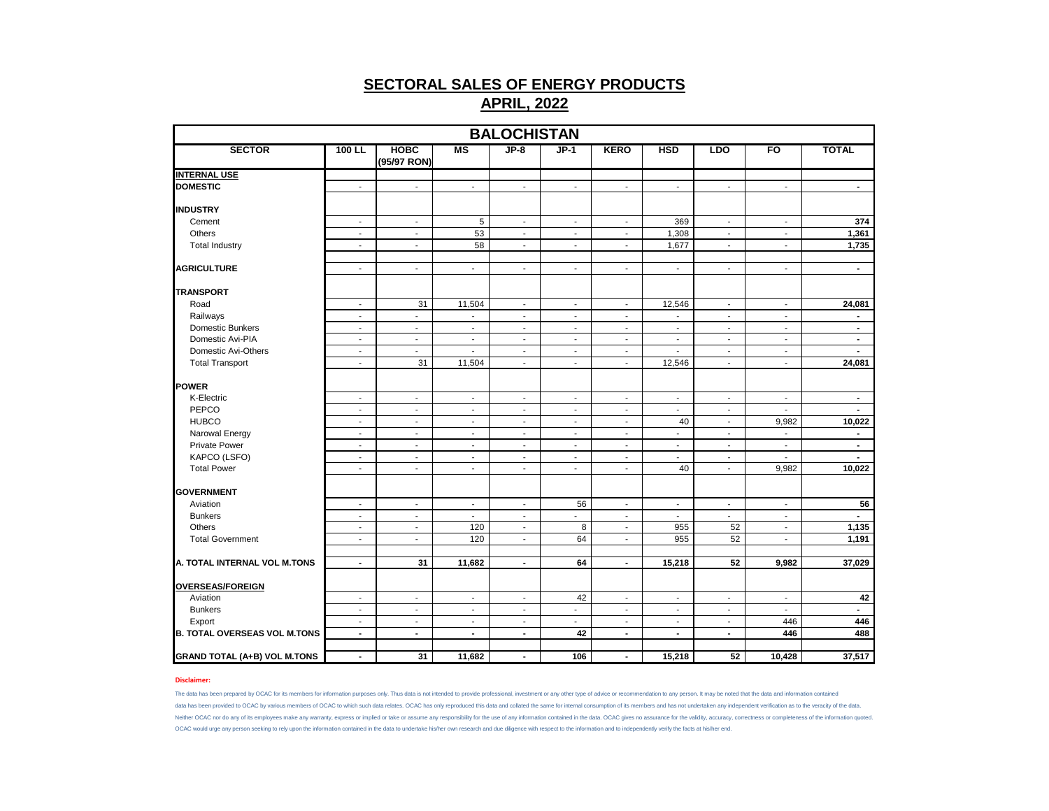## SECTORAL SALES OF ENERGY PRODUCTS

## APRIL, 2022

| BALOCHISTAN | | | | | | | | | | |
|---|---|---|---|---|---|---|---|---|---|---|
| **SECTOR** | **100 LL** | **HOBC (95/97 RON)** | **MS** | **JP-8** | **JP-1** | **KERO** | **HSD** | **LDO** | **FO** | **TOTAL** |
| **INTERNAL USE** | | | | | | | | | | |
| **DOMESTIC** | - | - | - | - | - | - | - | - | - | **-** |
| **INDUSTRY** | | | | | | | | | | |
| Cement | - | - | 5 | - | - | - | 369 | - | - | **374** |
| Others | - | - | 53 | - | - | - | 1,308 | - | - | **1,361** |
| Total Industry | - | - | 58 | - | - | - | 1,677 | - | - | **1,735** |
| **AGRICULTURE** | - | - | - | - | - | - | - | - | - | **-** |
| **TRANSPORT** | | | | | | | | | | |
| Road | - | 31 | 11,504 | - | - | - | 12,546 | - | - | **24,081** |
| Railways | - | - | - | - | - | - | - | - | - | **-** |
| Domestic Bunkers | - | - | - | - | - | - | - | - | - | **-** |
| Domestic Avi-PIA | - | - | - | - | - | - | - | - | - | **-** |
| Domestic Avi-Others | - | - | - | - | - | - | - | - | - | **-** |
| Total Transport | - | 31 | 11,504 | - | - | - | 12,546 | - | - | **24,081** |
| **POWER** | | | | | | | | | | |
| K-Electric | - | - | - | - | - | - | - | - | - | **-** |
| PEPCO | - | - | - | - | - | - | - | - | - | **-** |
| HUBCO | - | - | - | - | - | - | 40 | - | 9,982 | **10,022** |
| Narowal Energy | - | - | - | - | - | - | - | - | - | **-** |
| Private Power | - | - | - | - | - | - | - | - | - | **-** |
| KAPCO (LSFO) | - | - | - | - | - | - | - | - | - | **-** |
| Total Power | - | - | - | - | - | - | 40 | - | 9,982 | **10,022** |
| **GOVERNMENT** | | | | | | | | | | |
| Aviation | - | - | - | - | 56 | - | - | - | - | **56** |
| Bunkers | - | - | - | - | - | - | - | - | - | **-** |
| Others | - | - | 120 | - | 8 | - | 955 | 52 | - | **1,135** |
| Total Government | - | - | 120 | - | 64 | - | 955 | 52 | - | **1,191** |
| **A. TOTAL INTERNAL VOL M.TONS** | **-** | **31** | **11,682** | **-** | **64** | **-** | **15,218** | **52** | **9,982** | **37,029** |
| **OVERSEAS/FOREIGN** | | | | | | | | | | |
| Aviation | - | - | - | - | 42 | - | - | - | - | **42** |
| Bunkers | - | - | - | - | - | - | - | - | - | **-** |
| Export | - | - | - | - | - | - | - | - | 446 | **446** |
| **B. TOTAL OVERSEAS VOL M.TONS** | **-** | **-** | **-** | **-** | **42** | **-** | **-** | **-** | **446** | **488** |
| **GRAND TOTAL (A+B) VOL M.TONS** | **-** | **31** | **11,682** | **-** | **106** | **-** | **15,218** | **52** | **10,428** | **37,517** |

**Disclaimer:**

The data has been prepared by OCAC for its members for information purposes only. Thus data is not intended to provide professional, investment or any other type of advice or recommendation to any person. It may be noted that the data and information contained data has been provided to OCAC by various members of OCAC to which such data relates. OCAC has only reproduced this data and collated the same for internal consumption of its members and has not undertaken any independent verification as to the veracity of the data. Neither OCAC nor do any of its employees make any warranty, express or implied or take or assume any responsibility for the use of any information contained in the data. OCAC gives no assurance for the validity, accuracy, correctness or completeness of the information quoted. OCAC would urge any person seeking to rely upon the information contained in the data to undertake his/her own research and due diligence with respect to the information and to independently verify the facts at his/her end.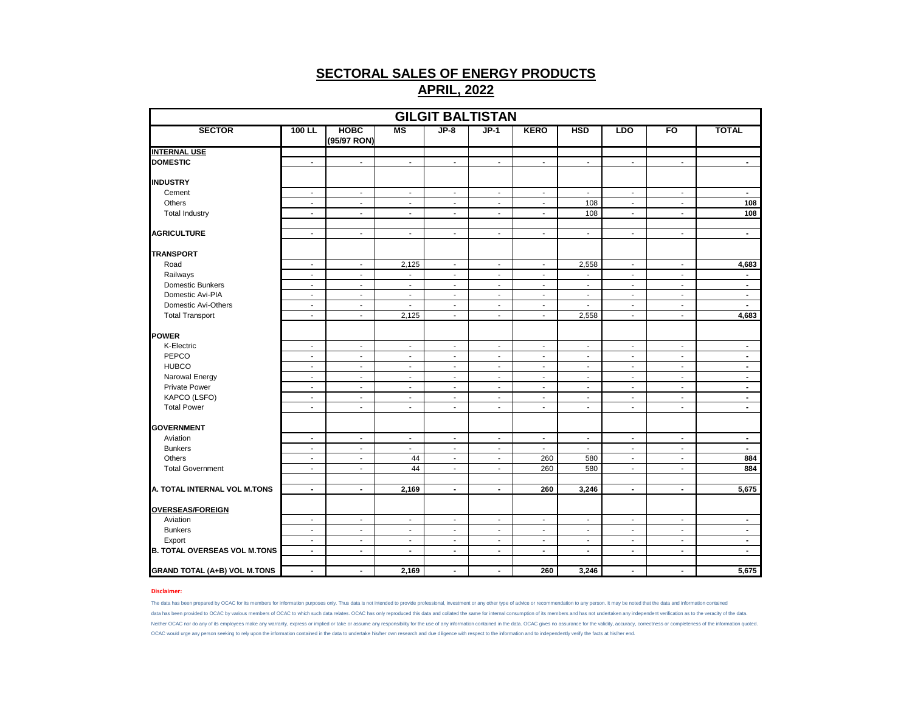# SECTORAL SALES OF ENERGY PRODUCTS

## APRIL, 2022

| GILGIT BALTISTAN | | | | | | | | | | |
|---|---|---|---|---|---|---|---|---|---|---|
| **SECTOR** | **100 LL** | **HOBC (95/97 RON)** | **MS** | **JP-8** | **JP-1** | **KERO** | **HSD** | **LDO** | **FO** | **TOTAL** |
| **INTERNAL USE** | | | | | | | | | | |
| **DOMESTIC** | - | - | - | - | - | - | - | - | - | - |
| **INDUSTRY** | | | | | | | | | | |
| Cement | - | - | - | - | - | - | - | - | - | - |
| Others | - | - | - | - | - | - | 108 | - | - | **108** |
| Total Industry | - | - | - | - | - | - | 108 | - | - | **108** |
| **AGRICULTURE** | - | - | - | - | - | - | - | - | - | - |
| **TRANSPORT** | | | | | | | | | | |
| Road | - | - | 2,125 | - | - | - | 2,558 | - | - | **4,683** |
| Railways | - | - | - | - | - | - | - | - | - | - |
| Domestic Bunkers | - | - | - | - | - | - | - | - | - | - |
| Domestic Avi-PIA | - | - | - | - | - | - | - | - | - | - |
| Domestic Avi-Others | - | - | - | - | - | - | - | - | - | - |
| Total Transport | - | - | 2,125 | - | - | - | 2,558 | - | - | **4,683** |
| **POWER** | | | | | | | | | | |
| K-Electric | - | - | - | - | - | - | - | - | - | - |
| PEPCO | - | - | - | - | - | - | - | - | - | - |
| HUBCO | - | - | - | - | - | - | - | - | - | - |
| Narowal Energy | - | - | - | - | - | - | - | - | - | - |
| Private Power | - | - | - | - | - | - | - | - | - | - |
| KAPCO (LSFO) | - | - | - | - | - | - | - | - | - | - |
| Total Power | - | - | - | - | - | - | - | - | - | - |
| **GOVERNMENT** | | | | | | | | | | |
| Aviation | - | - | - | - | - | - | - | - | - | - |
| Bunkers | - | - | - | - | - | - | - | - | - | - |
| Others | - | - | 44 | - | - | 260 | 580 | - | - | **884** |
| Total Government | - | - | 44 | - | - | 260 | 580 | - | - | **884** |
| **A. TOTAL INTERNAL VOL M.TONS** | **-** | **-** | **2,169** | **-** | **-** | **260** | **3,246** | **-** | **-** | **5,675** |
| **OVERSEAS/FOREIGN** | | | | | | | | | | |
| Aviation | - | - | - | - | - | - | - | - | - | - |
| Bunkers | - | - | - | - | - | - | - | - | - | - |
| Export | - | - | - | - | - | - | - | - | - | - |
| **B. TOTAL OVERSEAS VOL M.TONS** | **-** | **-** | **-** | **-** | **-** | **-** | **-** | **-** | **-** | **-** |
| **GRAND TOTAL (A+B) VOL M.TONS** | **-** | **-** | **2,169** | **-** | **-** | **260** | **3,246** | **-** | **-** | **5,675** |

**Disclaimer:**

The data has been prepared by OCAC for its members for information purposes only. Thus data is not intended to provide professional, investment or any other type of advice or recommendation to any person. It may be noted that the data and information contained data has been provided to OCAC by various members of OCAC to which such data relates. OCAC has only reproduced this data and collated the same for internal consumption of its members and has not undertaken any independent verification as to the veracity of the data. Neither OCAC nor do any of its employees make any warranty, express or implied or take or assume any responsibility for the use of any information contained in the data. OCAC gives no assurance for the validity, accuracy, correctness or completeness of the information quoted. OCAC would urge any person seeking to rely upon the information contained in the data to undertake his/her own research and due diligence with respect to the information and to independently verify the facts at his/her end.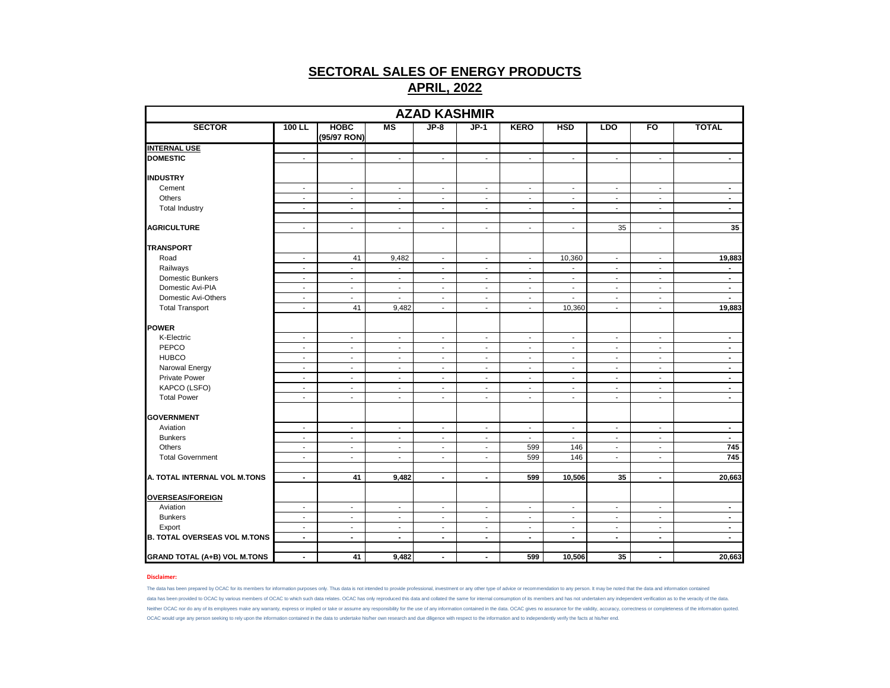# SECTORAL SALES OF ENERGY PRODUCTS

## APRIL, 2022

| AZAD KASHMIR | | | | | | | | | | |
|---|---|---|---|---|---|---|---|---|---|---|
| SECTOR | 100 LL | HOBC (95/97 RON) | MS | JP-8 | JP-1 | KERO | HSD | LDO | FO | TOTAL |
| **INTERNAL USE** | | | | | | | | | | |
| **DOMESTIC** | - | - | - | - | - | - | - | - | - | - |
| **INDUSTRY** | | | | | | | | | | |
| Cement | - | - | - | - | - | - | - | - | - | - |
| Others | - | - | - | - | - | - | - | - | - | - |
| Total Industry | - | - | - | - | - | - | - | - | - | - |
| **AGRICULTURE** | - | - | - | - | - | - | - | 35 | - | 35 |
| **TRANSPORT** | | | | | | | | | | |
| Road | - | 41 | 9,482 | - | - | - | 10,360 | - | - | 19,883 |
| Railways | - | - | - | - | - | - | - | - | - | - |
| Domestic Bunkers | - | - | - | - | - | - | - | - | - | - |
| Domestic Avi-PIA | - | - | - | - | - | - | - | - | - | - |
| Domestic Avi-Others | - | - | - | - | - | - | - | - | - | - |
| Total Transport | - | 41 | 9,482 | - | - | - | 10,360 | - | - | 19,883 |
| **POWER** | | | | | | | | | | |
| K-Electric | - | - | - | - | - | - | - | - | - | - |
| PEPCO | - | - | - | - | - | - | - | - | - | - |
| HUBCO | - | - | - | - | - | - | - | - | - | - |
| Narowal Energy | - | - | - | - | - | - | - | - | - | - |
| Private Power | - | - | - | - | - | - | - | - | - | - |
| KAPCO (LSFO) | - | - | - | - | - | - | - | - | - | - |
| Total Power | - | - | - | - | - | - | - | - | - | - |
| **GOVERNMENT** | | | | | | | | | | |
| Aviation | - | - | - | - | - | - | - | - | - | - |
| Bunkers | - | - | - | - | - | - | - | - | - | - |
| Others | - | - | - | - | - | 599 | 146 | - | - | 745 |
| Total Government | - | - | - | - | - | 599 | 146 | - | - | 745 |
| **A. TOTAL INTERNAL VOL M.TONS** | - | 41 | 9,482 | - | - | 599 | 10,506 | 35 | - | 20,663 |
| **OVERSEAS/FOREIGN** | | | | | | | | | | |
| Aviation | - | - | - | - | - | - | - | - | - | - |
| Bunkers | - | - | - | - | - | - | - | - | - | - |
| Export | - | - | - | - | - | - | - | - | - | - |
| **B. TOTAL OVERSEAS VOL M.TONS** | - | - | - | - | - | - | - | - | - | - |
| **GRAND TOTAL (A+B) VOL M.TONS** | - | 41 | 9,482 | - | - | 599 | 10,506 | 35 | - | 20,663 |

**Disclaimer:**

The data has been prepared by OCAC for its members for information purposes only. Thus data is not intended to provide professional, investment or any other type of advice or recommendation to any person. It may be noted that the data and information contained data has been provided to OCAC by various members of OCAC to which such data relates. OCAC has only reproduced this data and collated the same for internal consumption of its members and has not undertaken any independent verification as to the veracity of the data. Neither OCAC nor do any of its employees make any warranty, express or implied or take or assume any responsibility for the use of any information contained in the data. OCAC gives no assurance for the validity, accuracy, correctness or completeness of the information quoted. OCAC would urge any person seeking to rely upon the information contained in the data to undertake his/her own research and due diligence with respect to the information and to independently verify the facts at his/her end.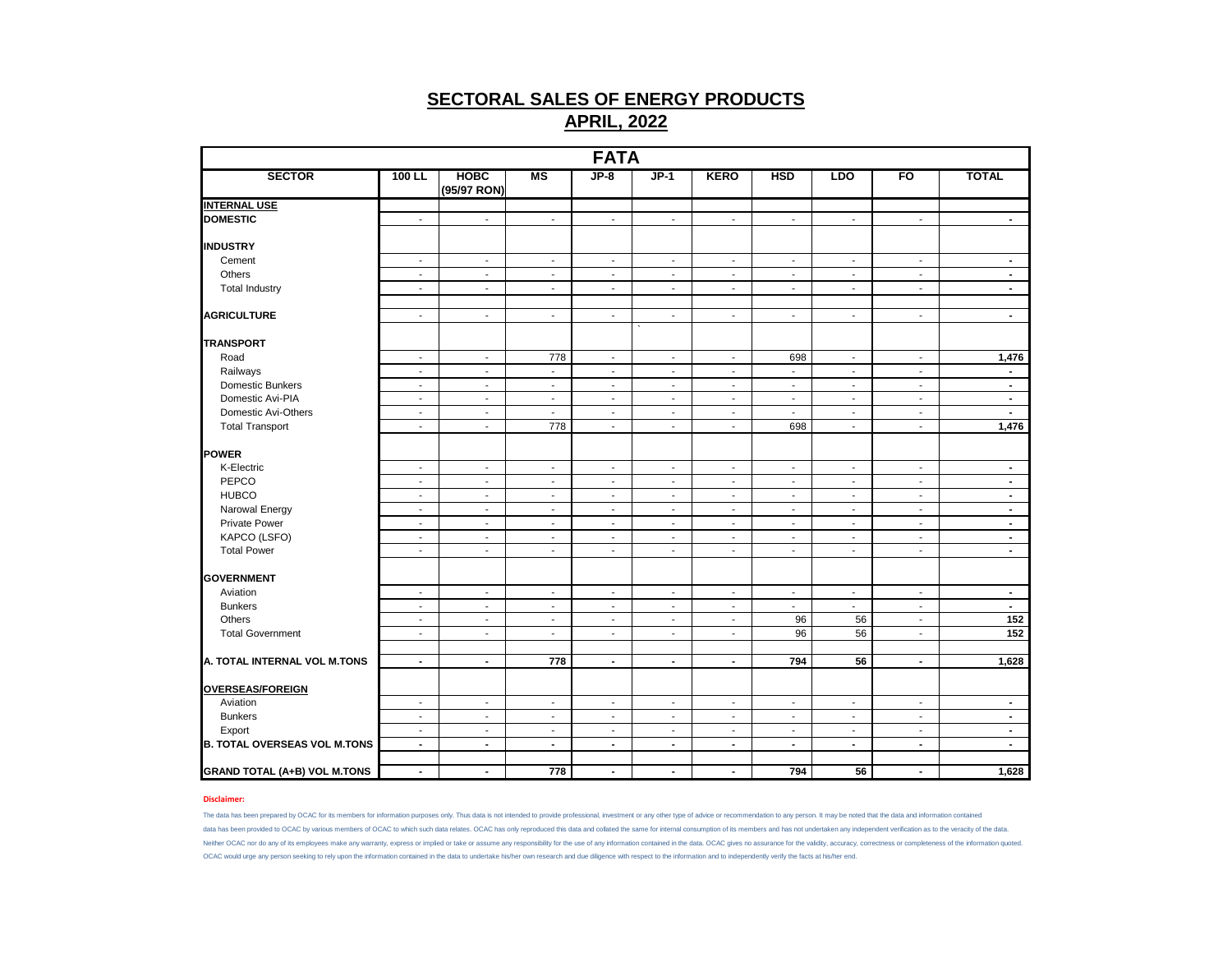# SECTORAL SALES OF ENERGY PRODUCTS

## APRIL, 2022

| FATA | | | | | | | | | | |
|---|---|---|---|---|---|---|---|---|---|---|
| **SECTOR** | **100 LL** | **HOBC (95/97 RON)** | **MS** | **JP-8** | **JP-1** | **KERO** | **HSD** | **LDO** | **FO** | **TOTAL** |
| **INTERNAL USE** | | | | | | | | | | |
| **DOMESTIC** | - | - | - | - | - | - | - | - | - | - |
| **INDUSTRY** | | | | | | | | | | |
| Cement | - | - | - | - | - | - | - | - | - | - |
| Others | - | - | - | - | - | - | - | - | - | - |
| Total Industry | - | - | - | - | - | - | - | - | - | - |
| **AGRICULTURE** | - | - | - | - | - | - | - | - | - | - |
| **TRANSPORT** | | | | | | | | | | |
| Road | - | - | 778 | - | - | - | 698 | - | - | 1,476 |
| Railways | - | - | - | - | - | - | - | - | - | - |
| Domestic Bunkers | - | - | - | - | - | - | - | - | - | - |
| Domestic Avi-PIA | - | - | - | - | - | - | - | - | - | - |
| Domestic Avi-Others | - | - | - | - | - | - | - | - | - | - |
| Total Transport | - | - | 778 | - | - | - | 698 | - | - | 1,476 |
| **POWER** | | | | | | | | | | |
| K-Electric | - | - | - | - | - | - | - | - | - | - |
| PEPCO | - | - | - | - | - | - | - | - | - | - |
| HUBCO | - | - | - | - | - | - | - | - | - | - |
| Narowal Energy | - | - | - | - | - | - | - | - | - | - |
| Private Power | - | - | - | - | - | - | - | - | - | - |
| KAPCO (LSFO) | - | - | - | - | - | - | - | - | - | - |
| Total Power | - | - | - | - | - | - | - | - | - | - |
| **GOVERNMENT** | | | | | | | | | | |
| Aviation | - | - | - | - | - | - | - | - | - | - |
| Bunkers | - | - | - | - | - | - | - | - | - | - |
| Others | - | - | - | - | - | - | 96 | 56 | - | 152 |
| Total Government | - | - | - | - | - | - | 96 | 56 | - | 152 |
| **A. TOTAL INTERNAL VOL M.TONS** | - | - | 778 | - | - | - | 794 | 56 | - | 1,628 |
| **OVERSEAS/FOREIGN** | | | | | | | | | | |
| Aviation | - | - | - | - | - | - | - | - | - | - |
| Bunkers | - | - | - | - | - | - | - | - | - | - |
| Export | - | - | - | - | - | - | - | - | - | - |
| **B. TOTAL OVERSEAS VOL M.TONS** | - | - | - | - | - | - | - | - | - | - |
| **GRAND TOTAL (A+B) VOL M.TONS** | - | - | 778 | - | - | - | 794 | 56 | - | 1,628 |

**Disclaimer:**

The data has been prepared by OCAC for its members for information purposes only. Thus data is not intended to provide professional, investment or any other type of advice or recommendation to any person. It may be noted that the data and information contained data has been provided to OCAC by various members of OCAC to which such data relates. OCAC has only reproduced this data and collated the same for internal consumption of its members and has not undertaken any independent verification as to the veracity of the data. Neither OCAC nor do any of its employees make any warranty, express or implied or take or assume any responsibility for the use of any information contained in the data. OCAC gives no assurance for the validity, accuracy, correctness or completeness of the information quoted. OCAC would urge any person seeking to rely upon the information contained in the data to undertake his/her own research and due diligence with respect to the information and to independently verify the facts at his/her end.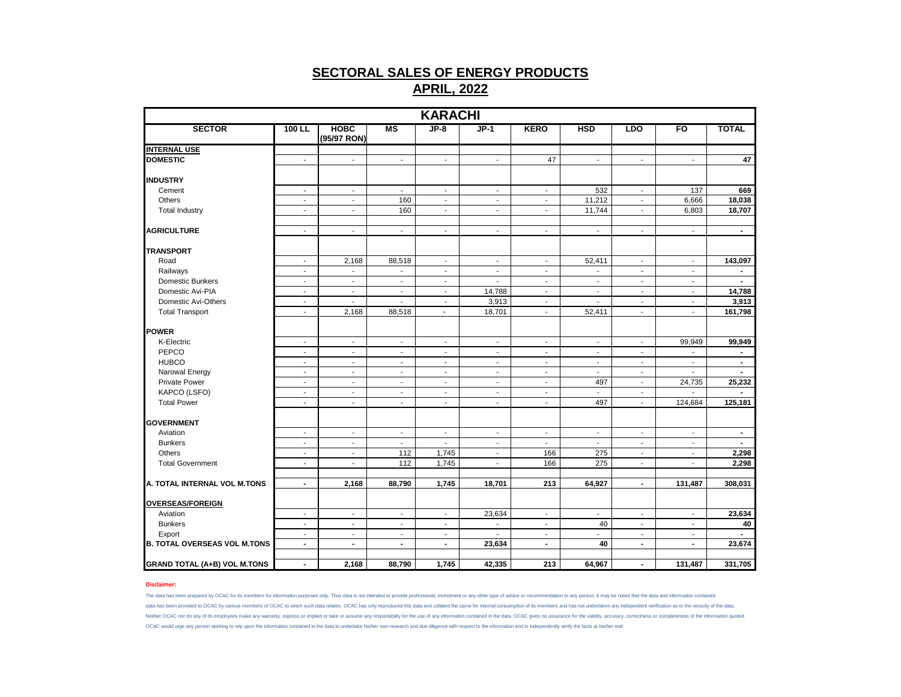# SECTORAL SALES OF ENERGY PRODUCTS

## APRIL, 2022

| KARACHI | | | | | | | | | | |
|---|---|---|---|---|---|---|---|---|---|---|
| **SECTOR** | **100 LL** | **HOBC (95/97 RON)** | **MS** | **JP-8** | **JP-1** | **KERO** | **HSD** | **LDO** | **FO** | **TOTAL** |
| **INTERNAL USE** | | | | | | | | | | |
| **DOMESTIC** | - | - | - | - | - | 47 | - | - | - | **47** |
| **INDUSTRY** | | | | | | | | | | |
| Cement | - | - | - | - | - | - | 532 | - | 137 | **669** |
| Others | - | - | 160 | - | - | - | 11,212 | - | 6,666 | **18,038** |
| Total Industry | - | - | 160 | - | - | - | 11,744 | - | 6,803 | **18,707** |
| **AGRICULTURE** | - | - | - | - | - | - | - | - | - | **-** |
| **TRANSPORT** | | | | | | | | | | |
| Road | - | 2,168 | 88,518 | - | - | - | 52,411 | - | - | **143,097** |
| Railways | - | - | - | - | - | - | - | - | - | **-** |
| Domestic Bunkers | - | - | - | - | - | - | - | - | - | **-** |
| Domestic Avi-PIA | - | - | - | - | 14,788 | - | - | - | - | **14,788** |
| Domestic Avi-Others | - | - | - | - | 3,913 | - | - | - | - | **3,913** |
| Total Transport | - | 2,168 | 88,518 | - | 18,701 | - | 52,411 | - | - | **161,798** |
| **POWER** | | | | | | | | | | |
| K-Electric | - | - | - | - | - | - | - | - | 99,949 | **99,949** |
| PEPCO | - | - | - | - | - | - | - | - | - | **-** |
| HUBCO | - | - | - | - | - | - | - | - | - | **-** |
| Narowal Energy | - | - | - | - | - | - | - | - | - | **-** |
| Private Power | - | - | - | - | - | - | 497 | - | 24,735 | **25,232** |
| KAPCO (LSFO) | - | - | - | - | - | - | - | - | - | **-** |
| Total Power | - | - | - | - | - | - | 497 | - | 124,684 | **125,181** |
| **GOVERNMENT** | | | | | | | | | | |
| Aviation | - | - | - | - | - | - | - | - | - | **-** |
| Bunkers | - | - | - | - | - | - | - | - | - | **-** |
| Others | - | - | 112 | 1,745 | - | 166 | 275 | - | - | **2,298** |
| Total Government | - | - | 112 | 1,745 | - | 166 | 275 | - | - | **2,298** |
| **A. TOTAL INTERNAL VOL M.TONS** | **-** | **2,168** | **88,790** | **1,745** | **18,701** | **213** | **64,927** | **-** | **131,487** | **308,031** |
| **OVERSEAS/FOREIGN** | | | | | | | | | | |
| Aviation | - | - | - | - | 23,634 | - | - | - | - | **23,634** |
| Bunkers | - | - | - | - | - | - | 40 | - | - | **40** |
| Export | - | - | - | - | - | - | - | - | - | **-** |
| **B. TOTAL OVERSEAS VOL M.TONS** | **-** | **-** | **-** | **-** | **23,634** | **-** | **40** | **-** | **-** | **23,674** |
| **GRAND TOTAL (A+B) VOL M.TONS** | **-** | **2,168** | **88,790** | **1,745** | **42,335** | **213** | **64,967** | **-** | **131,487** | **331,705** |

**Disclaimer:**

The data has been prepared by OCAC for its members for information purposes only. Thus data is not intended to provide professional, investment or any other type of advice or recommendation to any person. It may be noted that the data and information contained data has been provided to OCAC by various members of OCAC to which such data relates. OCAC has only reproduced this data and collated the same for internal consumption of its members and has not undertaken any independent verification as to the veracity of the data. Neither OCAC nor do any of its employees make any warranty, express or implied or take or assume any responsibility for the use of any information contained in the data. OCAC gives no assurance for the validity, accuracy, correctness or completeness of the information quoted. OCAC would urge any person seeking to rely upon the information contained in the data to undertake his/her own research and due diligence with respect to the information and to independently verify the facts at his/her end.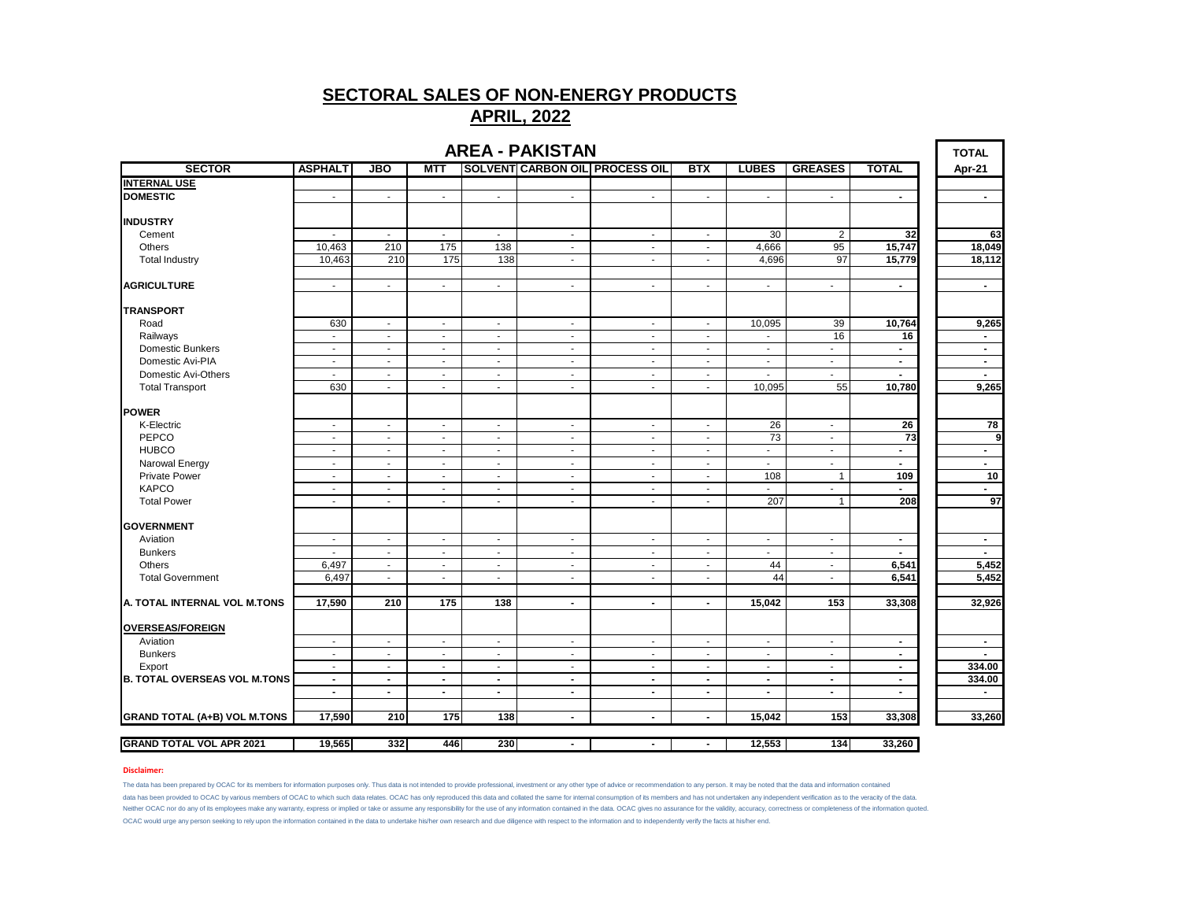# SECTORAL SALES OF NON-ENERGY PRODUCTS

## APRIL, 2022

### AREA - PAKISTAN

| SECTOR | ASPHALT | JBO | MTT | SOLVENT | CARBON OIL | PROCESS OIL | BTX | LUBES | GREASES | TOTAL | TOTAL Apr-21 |
|---|---|---|---|---|---|---|---|---|---|---|---|
| **INTERNAL USE** | | | | | | | | | | | |
| **DOMESTIC** | - | - | - | - | - | - | - | - | - | - | - |
| **INDUSTRY** | | | | | | | | | | | |
| Cement | - | - | - | - | - | - | - | 30 | 2 | 32 | 63 |
| Others | 10,463 | 210 | 175 | 138 | - | - | - | 4,666 | 95 | 15,747 | 18,049 |
| Total Industry | 10,463 | 210 | 175 | 138 | - | - | - | 4,696 | 97 | 15,779 | 18,112 |
| **AGRICULTURE** | - | - | - | - | - | - | - | - | - | - | - |
| **TRANSPORT** | | | | | | | | | | | |
| Road | 630 | - | - | - | - | - | - | 10,095 | 39 | 10,764 | 9,265 |
| Railways | - | - | - | - | - | - | - | - | 16 | 16 | - |
| Domestic Bunkers | - | - | - | - | - | - | - | - | - | - | - |
| Domestic Avi-PIA | - | - | - | - | - | - | - | - | - | - | - |
| Domestic Avi-Others | - | - | - | - | - | - | - | - | - | - | - |
| Total Transport | 630 | - | - | - | - | - | - | 10,095 | 55 | 10,780 | 9,265 |
| **POWER** | | | | | | | | | | | |
| K-Electric | - | - | - | - | - | - | - | 26 | - | 26 | 78 |
| PEPCO | - | - | - | - | - | - | - | 73 | - | 73 | 9 |
| HUBCO | - | - | - | - | - | - | - | - | - | - | - |
| Narowal Energy | - | - | - | - | - | - | - | - | - | - | - |
| Private Power | - | - | - | - | - | - | - | 108 | 1 | 109 | 10 |
| KAPCO | - | - | - | - | - | - | - | - | - | - | - |
| Total Power | - | - | - | - | - | - | - | 207 | 1 | 208 | 97 |
| **GOVERNMENT** | | | | | | | | | | | |
| Aviation | - | - | - | - | - | - | - | - | - | - | - |
| Bunkers | - | - | - | - | - | - | - | - | - | - | - |
| Others | 6,497 | - | - | - | - | - | - | 44 | - | 6,541 | 5,452 |
| Total Government | 6,497 | - | - | - | - | - | - | 44 | - | 6,541 | 5,452 |
| **A. TOTAL INTERNAL VOL M.TONS** | 17,590 | 210 | 175 | 138 | - | - | - | 15,042 | 153 | 33,308 | 32,926 |
| **OVERSEAS/FOREIGN** | | | | | | | | | | | |
| Aviation | - | - | - | - | - | - | - | - | - | - | - |
| Bunkers | - | - | - | - | - | - | - | - | - | - | - |
| Export | - | - | - | - | - | - | - | - | - | - | 334.00 |
| **B. TOTAL OVERSEAS VOL M.TONS** | - | - | - | - | - | - | - | - | - | - | 334.00 |
| | - | - | - | - | - | - | - | - | - | - | - |
| **GRAND TOTAL (A+B) VOL M.TONS** | 17,590 | 210 | 175 | 138 | - | - | - | 15,042 | 153 | 33,308 | 33,260 |
| **GRAND TOTAL VOL APR 2021** | 19,565 | 332 | 446 | 230 | - | - | - | 12,553 | 134 | 33,260 | |

**Disclaimer:**

The data has been prepared by OCAC for its members for information purposes only. Thus data is not intended to provide professional, investment or any other type of advice or recommendation to any person. It may be noted that the data and information contained data has been provided to OCAC by various members of OCAC to which such data relates. OCAC has only reproduced this data and collated the same for internal consumption of its members and has not undertaken any independent verification as to the veracity of the data. Neither OCAC nor do any of its employees make any warranty, express or implied or take or assume any responsibility for the use of any information contained in the data. OCAC gives no assurance for the validity, accuracy, correctness or completeness of the information quoted. OCAC would urge any person seeking to rely upon the information contained in the data to undertake his/her own research and due diligence with respect to the information and to independently verify the facts at his/her end.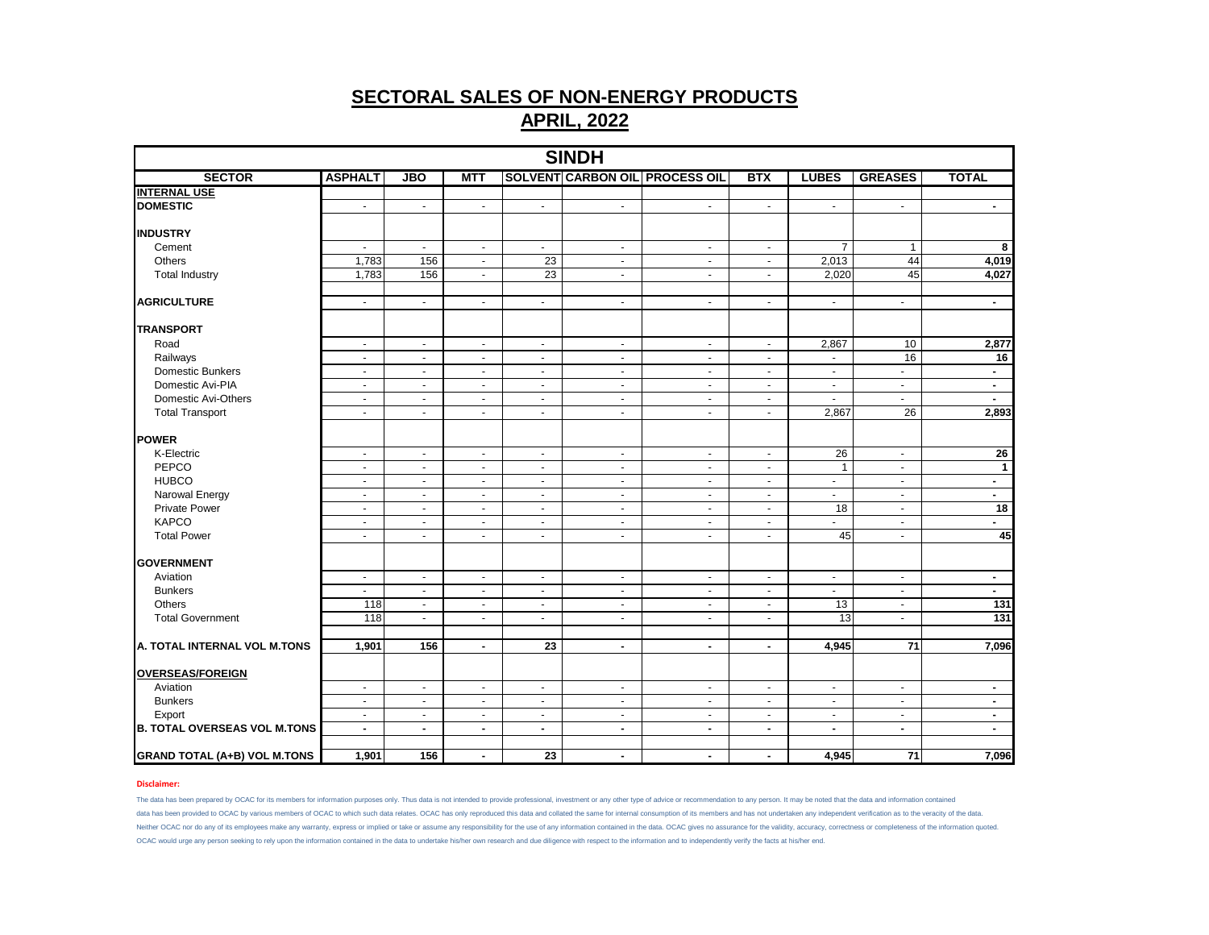# SECTORAL SALES OF NON-ENERGY PRODUCTS

## APRIL, 2022

| SINDH | | | | | | | | | | |
|---|---|---|---|---|---|---|---|---|---|---|
| **SECTOR** | **ASPHALT** | **JBO** | **MTT** | **SOLVENT** | **CARBON OIL** | **PROCESS OIL** | **BTX** | **LUBES** | **GREASES** | **TOTAL** |
| **INTERNAL USE** | | | | | | | | | | |
| **DOMESTIC** | - | - | - | - | - | - | - | - | - | **-** |
| | | | | | | | | | | |
| **INDUSTRY** | | | | | | | | | | |
| Cement | - | - | - | - | - | - | - | 7 | 1 | **8** |
| Others | 1,783 | 156 | - | 23 | - | - | - | 2,013 | 44 | **4,019** |
| Total Industry | 1,783 | 156 | - | 23 | - | - | - | 2,020 | 45 | **4,027** |
| | | | | | | | | | | |
| **AGRICULTURE** | - | - | - | - | - | - | - | - | - | **-** |
| | | | | | | | | | | |
| **TRANSPORT** | | | | | | | | | | |
| Road | - | - | - | - | - | - | - | 2,867 | 10 | **2,877** |
| Railways | - | - | - | - | - | - | - | - | 16 | **16** |
| Domestic Bunkers | - | - | - | - | - | - | - | - | - | **-** |
| Domestic Avi-PIA | - | - | - | - | - | - | - | - | - | **-** |
| Domestic Avi-Others | - | - | - | - | - | - | - | - | - | **-** |
| Total Transport | - | - | - | - | - | - | - | 2,867 | 26 | **2,893** |
| | | | | | | | | | | |
| **POWER** | | | | | | | | | | |
| K-Electric | - | - | - | - | - | - | - | 26 | - | **26** |
| PEPCO | - | - | - | - | - | - | - | 1 | - | **1** |
| HUBCO | - | - | - | - | - | - | - | - | - | **-** |
| Narowal Energy | - | - | - | - | - | - | - | - | - | **-** |
| Private Power | - | - | - | - | - | - | - | 18 | - | **18** |
| KAPCO | - | - | - | - | - | - | - | - | - | **-** |
| Total Power | - | - | - | - | - | - | - | 45 | - | **45** |
| | | | | | | | | | | |
| **GOVERNMENT** | | | | | | | | | | |
| Aviation | - | - | - | - | - | - | - | - | - | **-** |
| Bunkers | - | - | - | - | - | - | - | - | - | **-** |
| Others | 118 | - | - | - | - | - | - | 13 | - | **131** |
| Total Government | 118 | - | - | - | - | - | - | 13 | - | **131** |
| | | | | | | | | | | |
| **A. TOTAL INTERNAL VOL M.TONS** | **1,901** | **156** | **-** | **23** | **-** | **-** | **-** | **4,945** | **71** | **7,096** |
| | | | | | | | | | | |
| **OVERSEAS/FOREIGN** | | | | | | | | | | |
| Aviation | - | - | - | - | - | - | - | - | - | **-** |
| Bunkers | - | - | - | - | - | - | - | - | - | **-** |
| Export | - | - | - | - | - | - | - | - | - | **-** |
| **B. TOTAL OVERSEAS VOL M.TONS** | **-** | **-** | **-** | **-** | **-** | **-** | **-** | **-** | **-** | **-** |
| | | | | | | | | | | |
| **GRAND TOTAL (A+B) VOL M.TONS** | **1,901** | **156** | **-** | **23** | **-** | **-** | **-** | **4,945** | **71** | **7,096** |

**Disclaimer:**

The data has been prepared by OCAC for its members for information purposes only. Thus data is not intended to provide professional, investment or any other type of advice or recommendation to any person. It may be noted that the data and information contained data has been provided to OCAC by various members of OCAC to which such data relates. OCAC has only reproduced this data and collated the same for internal consumption of its members and has not undertaken any independent verification as to the veracity of the data. Neither OCAC nor do any of its employees make any warranty, express or implied or take or assume any responsibility for the use of any information contained in the data. OCAC gives no assurance for the validity, accuracy, correctness or completeness of the information quoted. OCAC would urge any person seeking to rely upon the information contained in the data to undertake his/her own research and due diligence with respect to the information and to independently verify the facts at his/her end.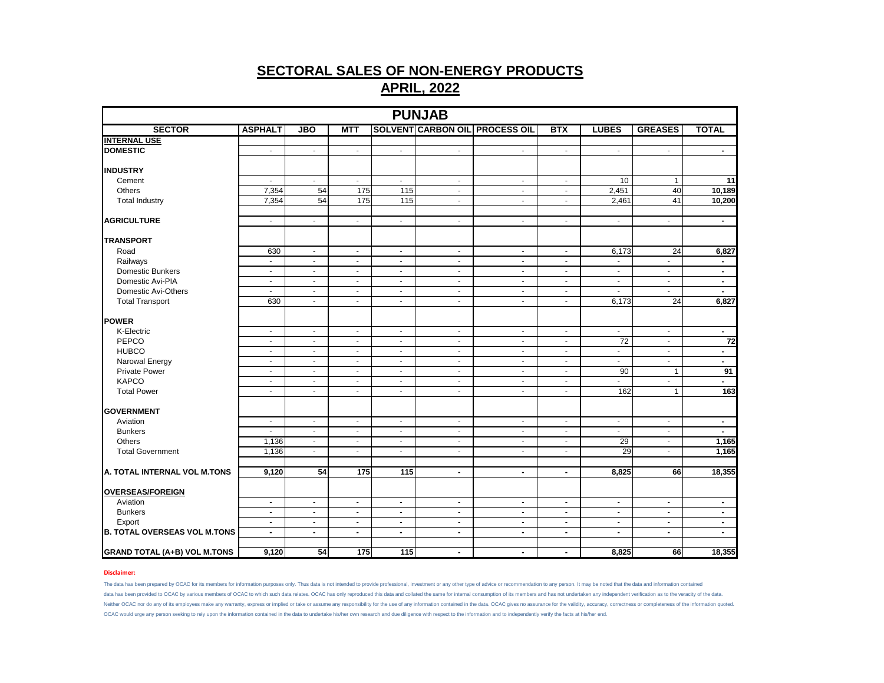# SECTORAL SALES OF NON-ENERGY PRODUCTS

## APRIL, 2022

| PUNJAB | | | | | | | | | | |
|---|---|---|---|---|---|---|---|---|---|---|
| **SECTOR** | **ASPHALT** | **JBO** | **MTT** | **SOLVENT** | **CARBON OIL** | **PROCESS OIL** | **BTX** | **LUBES** | **GREASES** | **TOTAL** |
| **INTERNAL USE** | | | | | | | | | | |
| **DOMESTIC** | - | - | - | - | - | - | - | - | - | **-** |
| | | | | | | | | | | |
| **INDUSTRY** | | | | | | | | | | |
| Cement | - | - | - | - | - | - | - | 10 | 1 | **11** |
| Others | 7,354 | 54 | 175 | 115 | - | - | - | 2,451 | 40 | **10,189** |
| Total Industry | 7,354 | 54 | 175 | 115 | - | - | - | 2,461 | 41 | **10,200** |
| | | | | | | | | | | |
| **AGRICULTURE** | - | - | - | - | - | - | - | - | - | **-** |
| | | | | | | | | | | |
| **TRANSPORT** | | | | | | | | | | |
| Road | 630 | - | - | - | - | - | - | 6,173 | 24 | **6,827** |
| Railways | - | - | - | - | - | - | - | - | - | **-** |
| Domestic Bunkers | - | - | - | - | - | - | - | - | - | **-** |
| Domestic Avi-PIA | - | - | - | - | - | - | - | - | - | **-** |
| Domestic Avi-Others | - | - | - | - | - | - | - | - | - | **-** |
| Total Transport | 630 | - | - | - | - | - | - | 6,173 | 24 | **6,827** |
| | | | | | | | | | | |
| **POWER** | | | | | | | | | | |
| K-Electric | - | - | - | - | - | - | - | - | - | **-** |
| PEPCO | - | - | - | - | - | - | - | 72 | - | **72** |
| HUBCO | - | - | - | - | - | - | - | - | - | **-** |
| Narowal Energy | - | - | - | - | - | - | - | - | - | **-** |
| Private Power | - | - | - | - | - | - | - | 90 | 1 | **91** |
| KAPCO | - | - | - | - | - | - | - | - | - | **-** |
| Total Power | - | - | - | - | - | - | - | 162 | 1 | **163** |
| | | | | | | | | | | |
| **GOVERNMENT** | | | | | | | | | | |
| Aviation | - | - | - | - | - | - | - | - | - | **-** |
| Bunkers | - | - | - | - | - | - | - | - | - | **-** |
| Others | 1,136 | - | - | - | - | - | - | 29 | - | **1,165** |
| Total Government | 1,136 | - | - | - | - | - | - | 29 | - | **1,165** |
| | | | | | | | | | | |
| **A. TOTAL INTERNAL VOL M.TONS** | **9,120** | **54** | **175** | **115** | **-** | **-** | **-** | **8,825** | **66** | **18,355** |
| | | | | | | | | | | |
| **OVERSEAS/FOREIGN** | | | | | | | | | | |
| Aviation | - | - | - | - | - | - | - | - | - | **-** |
| Bunkers | - | - | - | - | - | - | - | - | - | **-** |
| Export | - | - | - | - | - | - | - | - | - | **-** |
| **B. TOTAL OVERSEAS VOL M.TONS** | **-** | **-** | **-** | **-** | **-** | **-** | **-** | **-** | **-** | **-** |
| | | | | | | | | | | |
| **GRAND TOTAL (A+B) VOL M.TONS** | **9,120** | **54** | **175** | **115** | **-** | **-** | **-** | **8,825** | **66** | **18,355** |

**Disclaimer:**

The data has been prepared by OCAC for its members for information purposes only. Thus data is not intended to provide professional, investment or any other type of advice or recommendation to any person. It may be noted that the data and information contained data has been provided to OCAC by various members of OCAC to which such data relates. OCAC has only reproduced this data and collated the same for internal consumption of its members and has not undertaken any independent verification as to the veracity of the data. Neither OCAC nor do any of its employees make any warranty, express or implied or take or assume any responsibility for the use of any information contained in the data. OCAC gives no assurance for the validity, accuracy, correctness or completeness of the information quoted. OCAC would urge any person seeking to rely upon the information contained in the data to undertake his/her own research and due diligence with respect to the information and to independently verify the facts at his/her end.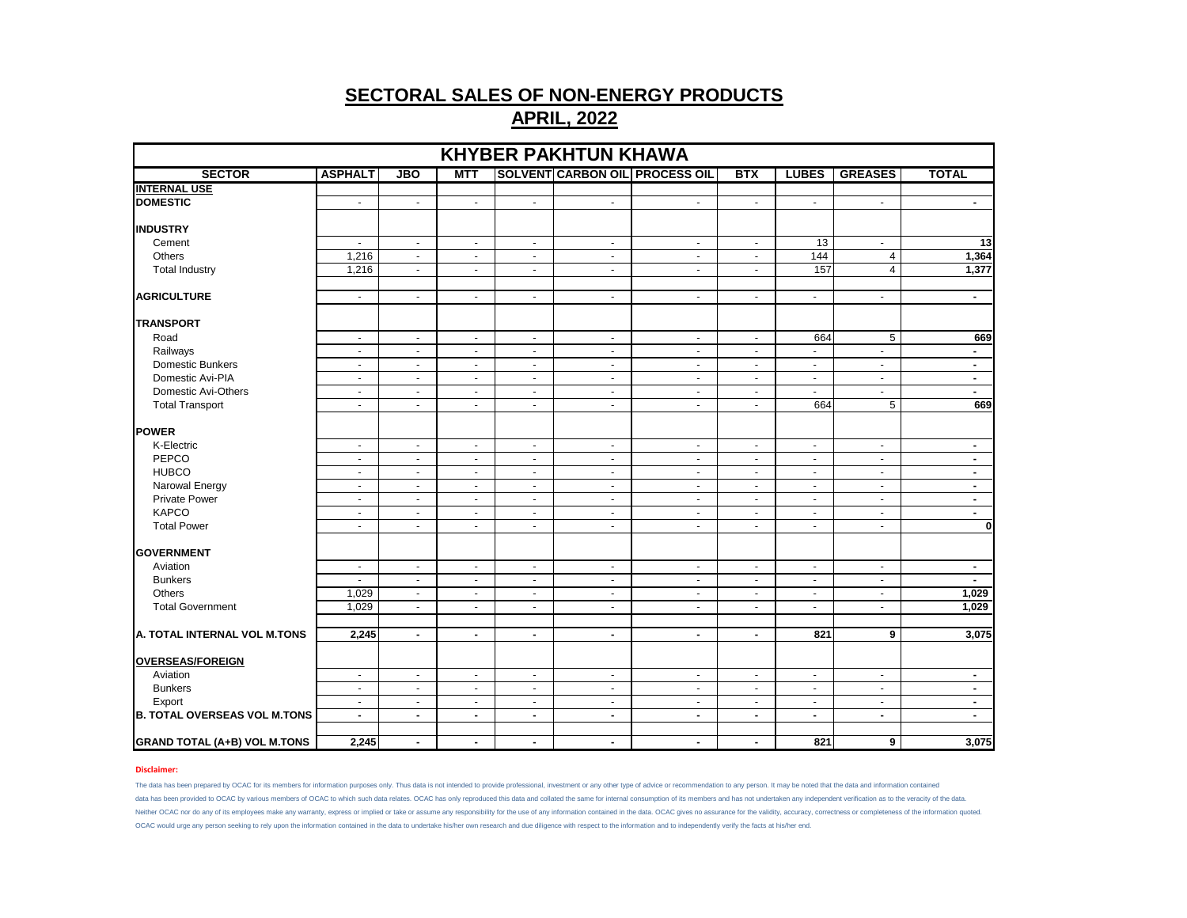# SECTORAL SALES OF NON-ENERGY PRODUCTS

## APRIL, 2022

| KHYBER PAKHTUN KHAWA | | | | | | | | | | |
|---|---|---|---|---|---|---|---|---|---|---|
| **SECTOR** | **ASPHALT** | **JBO** | **MTT** | **SOLVENT** | **CARBON OIL** | **PROCESS OIL** | **BTX** | **LUBES** | **GREASES** | **TOTAL** |
| **INTERNAL USE** | | | | | | | | | | |
| **DOMESTIC** | - | - | - | - | - | - | - | - | - | - |
| | | | | | | | | | | |
| **INDUSTRY** | | | | | | | | | | |
| Cement | - | - | - | - | - | - | - | 13 | - | 13 |
| Others | 1,216 | - | - | - | - | - | - | 144 | 4 | 1,364 |
| Total Industry | 1,216 | - | - | - | - | - | - | 157 | 4 | 1,377 |
| | | | | | | | | | | |
| **AGRICULTURE** | - | - | - | - | - | - | - | - | - | - |
| | | | | | | | | | | |
| **TRANSPORT** | | | | | | | | | | |
| Road | - | - | - | - | - | - | - | 664 | 5 | 669 |
| Railways | - | - | - | - | - | - | - | - | - | - |
| Domestic Bunkers | - | - | - | - | - | - | - | - | - | - |
| Domestic Avi-PIA | - | - | - | - | - | - | - | - | - | - |
| Domestic Avi-Others | - | - | - | - | - | - | - | - | - | - |
| Total Transport | - | - | - | - | - | - | - | 664 | 5 | 669 |
| | | | | | | | | | | |
| **POWER** | | | | | | | | | | |
| K-Electric | - | - | - | - | - | - | - | - | - | - |
| PEPCO | - | - | - | - | - | - | - | - | - | - |
| HUBCO | - | - | - | - | - | - | - | - | - | - |
| Narowal Energy | - | - | - | - | - | - | - | - | - | - |
| Private Power | - | - | - | - | - | - | - | - | - | - |
| KAPCO | - | - | - | - | - | - | - | - | - | - |
| Total Power | - | - | - | - | - | - | - | - | - | 0 |
| | | | | | | | | | | |
| **GOVERNMENT** | | | | | | | | | | |
| Aviation | - | - | - | - | - | - | - | - | - | - |
| Bunkers | - | - | - | - | - | - | - | - | - | - |
| Others | 1,029 | - | - | - | - | - | - | - | - | 1,029 |
| Total Government | 1,029 | - | - | - | - | - | - | - | - | 1,029 |
| | | | | | | | | | | |
| **A. TOTAL INTERNAL VOL M.TONS** | **2,245** | **-** | **-** | **-** | **-** | **-** | **-** | **821** | **9** | **3,075** |
| | | | | | | | | | | |
| **OVERSEAS/FOREIGN** | | | | | | | | | | |
| Aviation | - | - | - | - | - | - | - | - | - | - |
| Bunkers | - | - | - | - | - | - | - | - | - | - |
| Export | - | - | - | - | - | - | - | - | - | - |
| **B. TOTAL OVERSEAS VOL M.TONS** | **-** | **-** | **-** | **-** | **-** | **-** | **-** | **-** | **-** | **-** |
| | | | | | | | | | | |
| **GRAND TOTAL (A+B) VOL M.TONS** | **2,245** | **-** | **-** | **-** | **-** | **-** | **-** | **821** | **9** | **3,075** |

**Disclaimer:**

The data has been prepared by OCAC for its members for information purposes only. Thus data is not intended to provide professional, investment or any other type of advice or recommendation to any person. It may be noted that the data and information contained data has been provided to OCAC by various members of OCAC to which such data relates. OCAC has only reproduced this data and collated the same for internal consumption of its members and has not undertaken any independent verification as to the veracity of the data. Neither OCAC nor do any of its employees make any warranty, express or implied or take or assume any responsibility for the use of any information contained in the data. OCAC gives no assurance for the validity, accuracy, correctness or completeness of the information quoted. OCAC would urge any person seeking to rely upon the information contained in the data to undertake his/her own research and due diligence with respect to the information and to independently verify the facts at his/her end.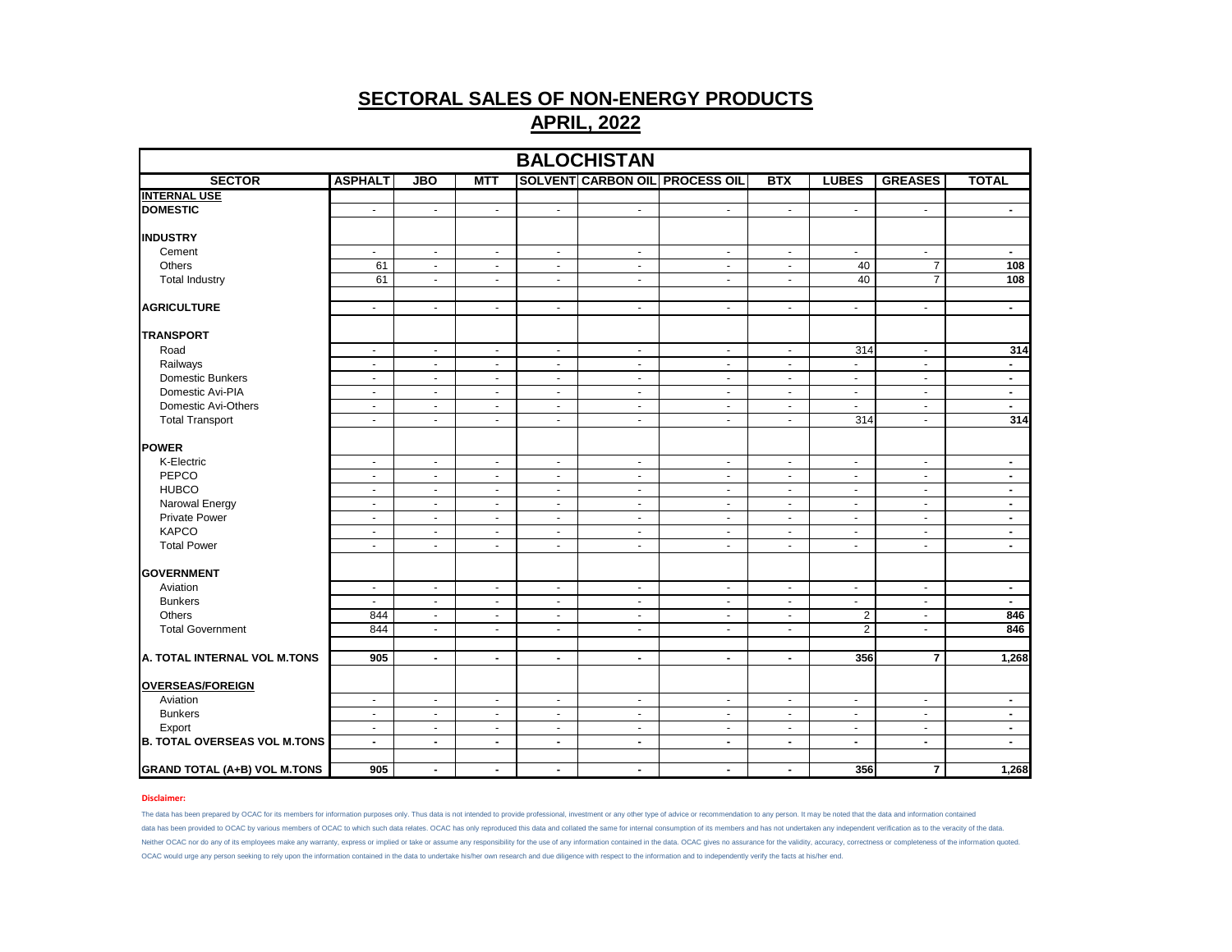# SECTORAL SALES OF NON-ENERGY PRODUCTS

## APRIL, 2022

| BALOCHISTAN | | | | | | | | | | |
|---|---|---|---|---|---|---|---|---|---|---|
| SECTOR | ASPHALT | JBO | MTT | SOLVENT | CARBON OIL | PROCESS OIL | BTX | LUBES | GREASES | TOTAL |
| **INTERNAL USE** | | | | | | | | | | |
| **DOMESTIC** | - | - | - | - | - | - | - | - | - | - |
| **INDUSTRY** | | | | | | | | | | |
| Cement | - | - | - | - | - | - | - | - | - | - |
| Others | 61 | - | - | - | - | - | - | 40 | 7 | 108 |
| Total Industry | 61 | - | - | - | - | - | - | 40 | 7 | 108 |
| **AGRICULTURE** | - | - | - | - | - | - | - | - | - | - |
| **TRANSPORT** | | | | | | | | | | |
| Road | - | - | - | - | - | - | - | 314 | - | 314 |
| Railways | - | - | - | - | - | - | - | - | - | - |
| Domestic Bunkers | - | - | - | - | - | - | - | - | - | - |
| Domestic Avi-PIA | - | - | - | - | - | - | - | - | - | - |
| Domestic Avi-Others | - | - | - | - | - | - | - | - | - | - |
| Total Transport | - | - | - | - | - | - | - | 314 | - | 314 |
| **POWER** | | | | | | | | | | |
| K-Electric | - | - | - | - | - | - | - | - | - | - |
| PEPCO | - | - | - | - | - | - | - | - | - | - |
| HUBCO | - | - | - | - | - | - | - | - | - | - |
| Narowal Energy | - | - | - | - | - | - | - | - | - | - |
| Private Power | - | - | - | - | - | - | - | - | - | - |
| KAPCO | - | - | - | - | - | - | - | - | - | - |
| Total Power | - | - | - | - | - | - | - | - | - | - |
| **GOVERNMENT** | | | | | | | | | | |
| Aviation | - | - | - | - | - | - | - | - | - | - |
| Bunkers | - | - | - | - | - | - | - | - | - | - |
| Others | 844 | - | - | - | - | - | - | 2 | - | 846 |
| Total Government | 844 | - | - | - | - | - | - | 2 | - | 846 |
| **A. TOTAL INTERNAL VOL M.TONS** | 905 | - | - | - | - | - | - | 356 | 7 | 1,268 |
| **OVERSEAS/FOREIGN** | | | | | | | | | | |
| Aviation | - | - | - | - | - | - | - | - | - | - |
| Bunkers | - | - | - | - | - | - | - | - | - | - |
| Export | - | - | - | - | - | - | - | - | - | - |
| **B. TOTAL OVERSEAS VOL M.TONS** | - | - | - | - | - | - | - | - | - | - |
| **GRAND TOTAL (A+B) VOL M.TONS** | 905 | - | - | - | - | - | - | 356 | 7 | 1,268 |

**Disclaimer:**

The data has been prepared by OCAC for its members for information purposes only. Thus data is not intended to provide professional, investment or any other type of advice or recommendation to any person. It may be noted that the data and information contained data has been provided to OCAC by various members of OCAC to which such data relates. OCAC has only reproduced this data and collated the same for internal consumption of its members and has not undertaken any independent verification as to the veracity of the data. Neither OCAC nor do any of its employees make any warranty, express or implied or take or assume any responsibility for the use of any information contained in the data. OCAC gives no assurance for the validity, accuracy, correctness or completeness of the information quoted. OCAC would urge any person seeking to rely upon the information contained in the data to undertake his/her own research and due diligence with respect to the information and to independently verify the facts at his/her end.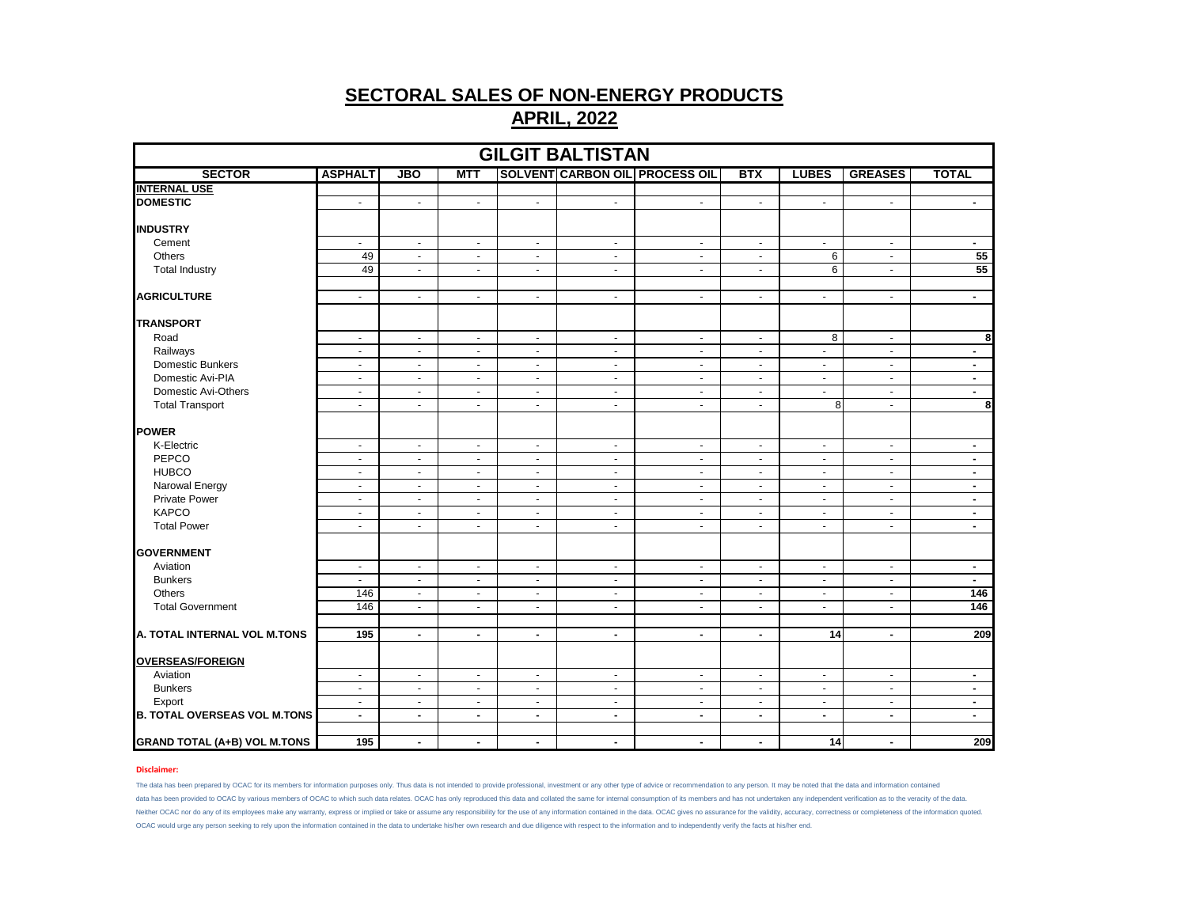# SECTORAL SALES OF NON-ENERGY PRODUCTS

## APRIL, 2022

| GILGIT BALTISTAN | | | | | | | | | | |
|---|---|---|---|---|---|---|---|---|---|---|
| SECTOR | ASPHALT | JBO | MTT | SOLVENT | CARBON OIL | PROCESS OIL | BTX | LUBES | GREASES | TOTAL |
| **INTERNAL USE** | | | | | | | | | | |
| **DOMESTIC** | - | - | - | - | - | - | - | - | - | - |
| | | | | | | | | | | |
| **INDUSTRY** | | | | | | | | | | |
| Cement | - | - | - | - | - | - | - | - | - | - |
| Others | 49 | - | - | - | - | - | - | 6 | - | 55 |
| Total Industry | 49 | - | - | - | - | - | - | 6 | - | 55 |
| | | | | | | | | | | |
| **AGRICULTURE** | - | - | - | - | - | - | - | - | - | - |
| | | | | | | | | | | |
| **TRANSPORT** | | | | | | | | | | |
| Road | - | - | - | - | - | - | - | 8 | - | 8 |
| Railways | - | - | - | - | - | - | - | - | - | - |
| Domestic Bunkers | - | - | - | - | - | - | - | - | - | - |
| Domestic Avi-PIA | - | - | - | - | - | - | - | - | - | - |
| Domestic Avi-Others | - | - | - | - | - | - | - | - | - | - |
| Total Transport | - | - | - | - | - | - | - | 8 | - | 8 |
| | | | | | | | | | | |
| **POWER** | | | | | | | | | | |
| K-Electric | - | - | - | - | - | - | - | - | - | - |
| PEPCO | - | - | - | - | - | - | - | - | - | - |
| HUBCO | - | - | - | - | - | - | - | - | - | - |
| Narowal Energy | - | - | - | - | - | - | - | - | - | - |
| Private Power | - | - | - | - | - | - | - | - | - | - |
| KAPCO | - | - | - | - | - | - | - | - | - | - |
| Total Power | - | - | - | - | - | - | - | - | - | - |
| | | | | | | | | | | |
| **GOVERNMENT** | | | | | | | | | | |
| Aviation | - | - | - | - | - | - | - | - | - | - |
| Bunkers | - | - | - | - | - | - | - | - | - | - |
| Others | 146 | - | - | - | - | - | - | - | - | 146 |
| Total Government | 146 | - | - | - | - | - | - | - | - | 146 |
| | | | | | | | | | | |
| **A. TOTAL INTERNAL VOL M.TONS** | 195 | - | - | - | - | - | - | 14 | - | 209 |
| | | | | | | | | | | |
| **OVERSEAS/FOREIGN** | | | | | | | | | | |
| Aviation | - | - | - | - | - | - | - | - | - | - |
| Bunkers | - | - | - | - | - | - | - | - | - | - |
| Export | - | - | - | - | - | - | - | - | - | - |
| **B. TOTAL OVERSEAS VOL M.TONS** | - | - | - | - | - | - | - | - | - | - |
| | | | | | | | | | | |
| **GRAND TOTAL (A+B) VOL M.TONS** | 195 | - | - | - | - | - | - | 14 | - | 209 |

**Disclaimer:**

The data has been prepared by OCAC for its members for information purposes only. Thus data is not intended to provide professional, investment or any other type of advice or recommendation to any person. It may be noted that the data and information contained data has been provided to OCAC by various members of OCAC to which such data relates. OCAC has only reproduced this data and collated the same for internal consumption of its members and has not undertaken any independent verification as to the veracity of the data. Neither OCAC nor do any of its employees make any warranty, express or implied or take or assume any responsibility for the use of any information contained in the data. OCAC gives no assurance for the validity, accuracy, correctness or completeness of the information quoted. OCAC would urge any person seeking to rely upon the information contained in the data to undertake his/her own research and due diligence with respect to the information and to independently verify the facts at his/her end.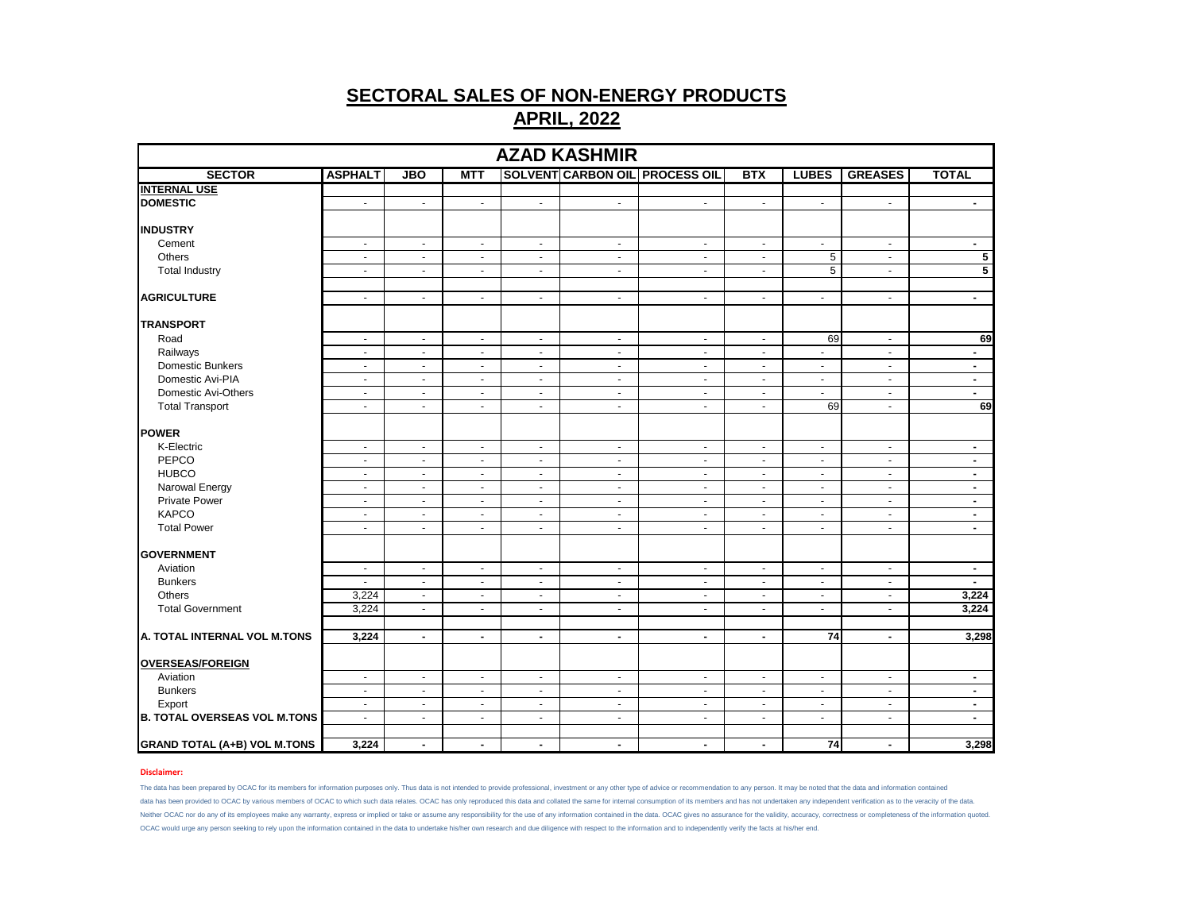# SECTORAL SALES OF NON-ENERGY PRODUCTS

## APRIL, 2022

| AZAD KASHMIR | | | | | | | | | | |
|---|---|---|---|---|---|---|---|---|---|---|
| **SECTOR** | **ASPHALT** | **JBO** | **MTT** | **SOLVENT** | **CARBON OIL** | **PROCESS OIL** | **BTX** | **LUBES** | **GREASES** | **TOTAL** |
| **INTERNAL USE** | | | | | | | | | | |
| **DOMESTIC** | - | - | - | - | - | - | - | - | - | **-** |
| | | | | | | | | | | |
| **INDUSTRY** | | | | | | | | | | |
| Cement | - | - | - | - | - | - | - | - | - | **-** |
| Others | - | - | - | - | - | - | - | 5 | - | **5** |
| Total Industry | - | - | - | - | - | - | - | 5 | - | **5** |
| | | | | | | | | | | |
| **AGRICULTURE** | - | - | - | - | - | - | - | - | - | **-** |
| | | | | | | | | | | |
| **TRANSPORT** | | | | | | | | | | |
| Road | - | - | - | - | - | - | - | 69 | - | **69** |
| Railways | - | - | - | - | - | - | - | - | - | **-** |
| Domestic Bunkers | - | - | - | - | - | - | - | - | - | **-** |
| Domestic Avi-PIA | - | - | - | - | - | - | - | - | - | **-** |
| Domestic Avi-Others | - | - | - | - | - | - | - | - | - | **-** |
| Total Transport | - | - | - | - | - | - | - | 69 | - | **69** |
| | | | | | | | | | | |
| **POWER** | | | | | | | | | | |
| K-Electric | - | - | - | - | - | - | - | - | - | **-** |
| PEPCO | - | - | - | - | - | - | - | - | - | **-** |
| HUBCO | - | - | - | - | - | - | - | - | - | **-** |
| Narowal Energy | - | - | - | - | - | - | - | - | - | **-** |
| Private Power | - | - | - | - | - | - | - | - | - | **-** |
| KAPCO | - | - | - | - | - | - | - | - | - | **-** |
| Total Power | - | - | - | - | - | - | - | - | - | **-** |
| | | | | | | | | | | |
| **GOVERNMENT** | | | | | | | | | | |
| Aviation | - | - | - | - | - | - | - | - | - | **-** |
| Bunkers | - | - | - | - | - | - | - | - | - | **-** |
| Others | 3,224 | - | - | - | - | - | - | - | - | **3,224** |
| Total Government | 3,224 | - | - | - | - | - | - | - | - | **3,224** |
| | | | | | | | | | | |
| **A. TOTAL INTERNAL VOL M.TONS** | **3,224** | **-** | **-** | **-** | **-** | **-** | **-** | **74** | **-** | **3,298** |
| | | | | | | | | | | |
| **OVERSEAS/FOREIGN** | | | | | | | | | | |
| Aviation | - | - | - | - | - | - | - | - | - | **-** |
| Bunkers | - | - | - | - | - | - | - | - | - | **-** |
| Export | - | - | - | - | - | - | - | - | - | **-** |
| **B. TOTAL OVERSEAS VOL M.TONS** | - | - | - | - | - | - | - | - | - | **-** |
| | | | | | | | | | | |
| **GRAND TOTAL (A+B) VOL M.TONS** | **3,224** | **-** | **-** | **-** | **-** | **-** | **-** | **74** | **-** | **3,298** |

**Disclaimer:**

The data has been prepared by OCAC for its members for information purposes only. Thus data is not intended to provide professional, investment or any other type of advice or recommendation to any person. It may be noted that the data and information contained data has been provided to OCAC by various members of OCAC to which such data relates. OCAC has only reproduced this data and collated the same for internal consumption of its members and has not undertaken any independent verification as to the veracity of the data. Neither OCAC nor do any of its employees make any warranty, express or implied or take or assume any responsibility for the use of any information contained in the data. OCAC gives no assurance for the validity, accuracy, correctness or completeness of the information quoted. OCAC would urge any person seeking to rely upon the information contained in the data to undertake his/her own research and due diligence with respect to the information and to independently verify the facts at his/her end.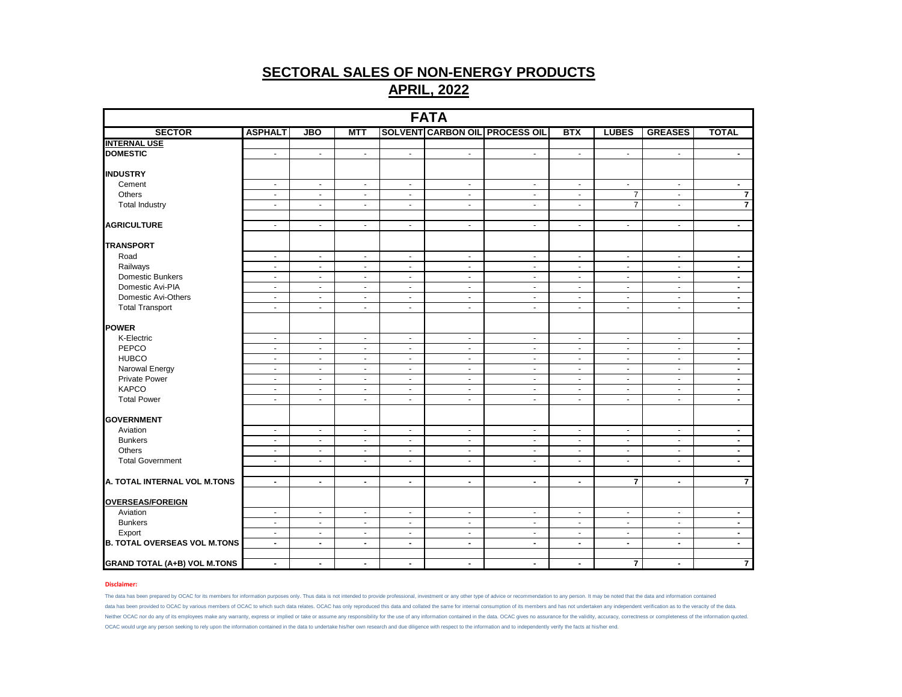# SECTORAL SALES OF NON-ENERGY PRODUCTS

## APRIL, 2022

| FATA | | | | | | | | | | |
|---|---|---|---|---|---|---|---|---|---|---|
| **SECTOR** | **ASPHALT** | **JBO** | **MTT** | **SOLVENT** | **CARBON OIL** | **PROCESS OIL** | **BTX** | **LUBES** | **GREASES** | **TOTAL** |
| **INTERNAL USE** | | | | | | | | | | |
| **DOMESTIC** | - | - | - | - | - | - | - | - | - | **-** |
| | | | | | | | | | | |
| **INDUSTRY** | | | | | | | | | | |
| Cement | - | - | - | - | - | - | - | - | - | **-** |
| Others | - | - | - | - | - | - | - | 7 | - | **7** |
| Total Industry | - | - | - | - | - | - | - | 7 | - | **7** |
| | | | | | | | | | | |
| **AGRICULTURE** | - | - | - | - | - | - | - | - | - | **-** |
| | | | | | | | | | | |
| **TRANSPORT** | | | | | | | | | | |
| Road | - | - | - | - | - | - | - | - | - | **-** |
| Railways | - | - | - | - | - | - | - | - | - | **-** |
| Domestic Bunkers | - | - | - | - | - | - | - | - | - | **-** |
| Domestic Avi-PIA | - | - | - | - | - | - | - | - | - | **-** |
| Domestic Avi-Others | - | - | - | - | - | - | - | - | - | **-** |
| Total Transport | - | - | - | - | - | - | - | - | - | **-** |
| | | | | | | | | | | |
| **POWER** | | | | | | | | | | |
| K-Electric | - | - | - | - | - | - | - | - | - | **-** |
| PEPCO | - | - | - | - | - | - | - | - | - | **-** |
| HUBCO | - | - | - | - | - | - | - | - | - | **-** |
| Narowal Energy | - | - | - | - | - | - | - | - | - | **-** |
| Private Power | - | - | - | - | - | - | - | - | - | **-** |
| KAPCO | - | - | - | - | - | - | - | - | - | **-** |
| Total Power | - | - | - | - | - | - | - | - | - | **-** |
| | | | | | | | | | | |
| **GOVERNMENT** | | | | | | | | | | |
| Aviation | - | - | - | - | - | - | - | - | - | **-** |
| Bunkers | - | - | - | - | - | - | - | - | - | **-** |
| Others | - | - | - | - | - | - | - | - | - | **-** |
| Total Government | - | - | - | - | - | - | - | - | - | **-** |
| | | | | | | | | | | |
| **A. TOTAL INTERNAL VOL M.TONS** | **-** | **-** | **-** | **-** | **-** | **-** | **-** | **7** | **-** | **7** |
| | | | | | | | | | | |
| **OVERSEAS/FOREIGN** | | | | | | | | | | |
| Aviation | - | - | - | - | - | - | - | - | - | **-** |
| Bunkers | - | - | - | - | - | - | - | - | - | **-** |
| Export | - | - | - | - | - | - | - | - | - | **-** |
| **B. TOTAL OVERSEAS VOL M.TONS** | **-** | **-** | **-** | **-** | **-** | **-** | **-** | **-** | **-** | **-** |
| | | | | | | | | | | |
| **GRAND TOTAL (A+B) VOL M.TONS** | **-** | **-** | **-** | **-** | **-** | **-** | **-** | **7** | **-** | **7** |

**Disclaimer:**

The data has been prepared by OCAC for its members for information purposes only. Thus data is not intended to provide professional, investment or any other type of advice or recommendation to any person. It may be noted that the data and information contained data has been provided to OCAC by various members of OCAC to which such data relates. OCAC has only reproduced this data and collated the same for internal consumption of its members and has not undertaken any independent verification as to the veracity of the data. Neither OCAC nor do any of its employees make any warranty, express or implied or take or assume any responsibility for the use of any information contained in the data. OCAC gives no assurance for the validity, accuracy, correctness or completeness of the information quoted. OCAC would urge any person seeking to rely upon the information contained in the data to undertake his/her own research and due diligence with respect to the information and to independently verify the facts at his/her end.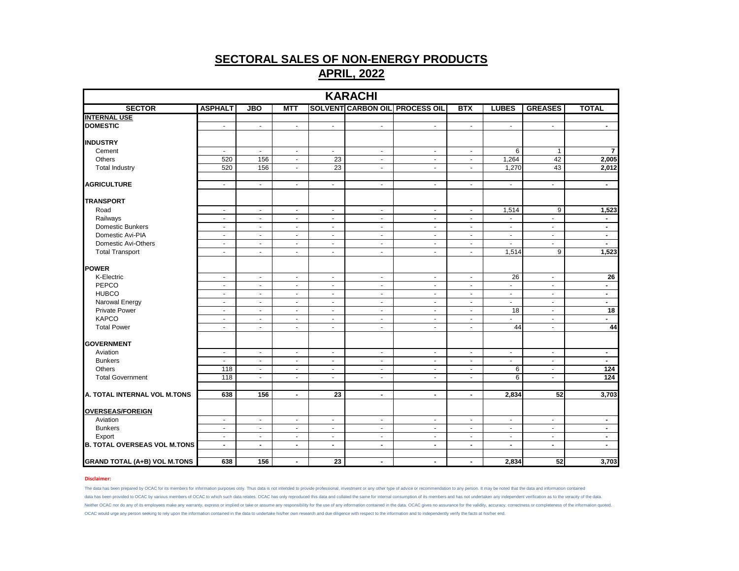# SECTORAL SALES OF NON-ENERGY PRODUCTS

## APRIL, 2022

| KARACHI | | | | | | | | | | |
|---|---|---|---|---|---|---|---|---|---|---|
| **SECTOR** | **ASPHALT** | **JBO** | **MTT** | **SOLVENT** | **CARBON OIL** | **PROCESS OIL** | **BTX** | **LUBES** | **GREASES** | **TOTAL** |
| **INTERNAL USE** | | | | | | | | | | |
| **DOMESTIC** | - | - | - | - | - | - | - | - | - | **-** |
| **INDUSTRY** | | | | | | | | | | |
| Cement | - | - | - | - | - | - | - | 6 | 1 | **7** |
| Others | 520 | 156 | - | 23 | - | - | - | 1,264 | 42 | **2,005** |
| Total Industry | 520 | 156 | - | 23 | - | - | - | 1,270 | 43 | **2,012** |
| **AGRICULTURE** | - | - | - | - | - | - | - | - | - | **-** |
| **TRANSPORT** | | | | | | | | | | |
| Road | - | - | - | - | - | - | - | 1,514 | 9 | **1,523** |
| Railways | - | - | - | - | - | - | - | - | - | **-** |
| Domestic Bunkers | - | - | - | - | - | - | - | - | - | **-** |
| Domestic Avi-PIA | - | - | - | - | - | - | - | - | - | **-** |
| Domestic Avi-Others | - | - | - | - | - | - | - | - | - | **-** |
| Total Transport | - | - | - | - | - | - | - | 1,514 | 9 | **1,523** |
| **POWER** | | | | | | | | | | |
| K-Electric | - | - | - | - | - | - | - | 26 | - | **26** |
| PEPCO | - | - | - | - | - | - | - | - | - | **-** |
| HUBCO | - | - | - | - | - | - | - | - | - | **-** |
| Narowal Energy | - | - | - | - | - | - | - | - | - | **-** |
| Private Power | - | - | - | - | - | - | - | 18 | - | **18** |
| KAPCO | - | - | - | - | - | - | - | - | - | **-** |
| Total Power | - | - | - | - | - | - | - | 44 | - | **44** |
| **GOVERNMENT** | | | | | | | | | | |
| Aviation | - | - | - | - | - | - | - | - | - | **-** |
| Bunkers | - | - | - | - | - | - | - | - | - | **-** |
| Others | 118 | - | - | - | - | - | - | 6 | - | **124** |
| Total Government | 118 | - | - | - | - | - | - | 6 | - | **124** |
| **A. TOTAL INTERNAL VOL M.TONS** | **638** | **156** | **-** | **23** | **-** | **-** | **-** | **2,834** | **52** | **3,703** |
| **OVERSEAS/FOREIGN** | | | | | | | | | | |
| Aviation | - | - | - | - | - | - | - | - | - | **-** |
| Bunkers | - | - | - | - | - | - | - | - | - | **-** |
| Export | - | - | - | - | - | - | - | - | - | **-** |
| **B. TOTAL OVERSEAS VOL M.TONS** | **-** | **-** | **-** | **-** | **-** | **-** | **-** | **-** | **-** | **-** |
| **GRAND TOTAL (A+B) VOL M.TONS** | **638** | **156** | **-** | **23** | **-** | **-** | **-** | **2,834** | **52** | **3,703** |

**Disclaimer:**

The data has been prepared by OCAC for its members for information purposes only. Thus data is not intended to provide professional, investment or any other type of advice or recommendation to any person. It may be noted that the data and information contained data has been provided to OCAC by various members of OCAC to which such data relates. OCAC has only reproduced this data and collated the same for internal consumption of its members and has not undertaken any independent verification as to the veracity of the data. Neither OCAC nor do any of its employees make any warranty, express or implied or take or assume any responsibility for the use of any information contained in the data. OCAC gives no assurance for the validity, accuracy, correctness or completeness of the information quoted. OCAC would urge any person seeking to rely upon the information contained in the data to undertake his/her own research and due diligence with respect to the information and to independently verify the facts at his/her end.